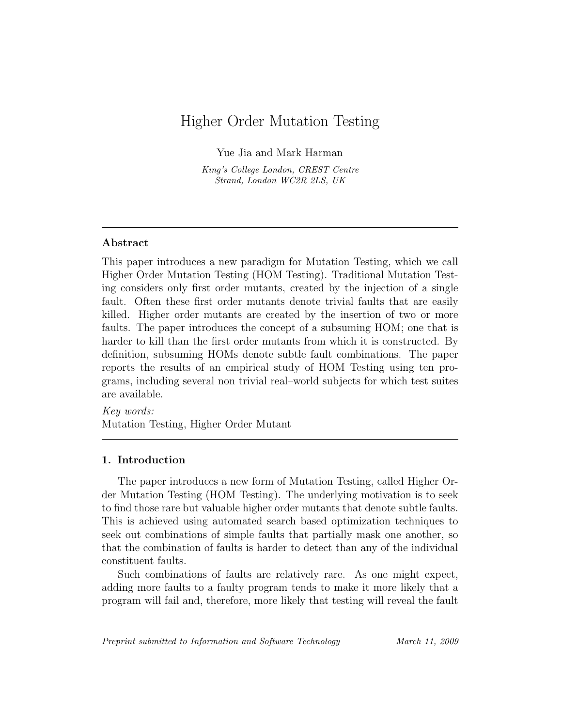# Higher Order Mutation Testing

Yue Jia and Mark Harman

*King's College London, CREST Centre*
*Strand, London WC2R 2LS, UK*

---

## Abstract

This paper introduces a new paradigm for Mutation Testing, which we call Higher Order Mutation Testing (HOM Testing). Traditional Mutation Testing considers only first order mutants, created by the injection of a single fault. Often these first order mutants denote trivial faults that are easily killed. Higher order mutants are created by the insertion of two or more faults. The paper introduces the concept of a subsuming HOM; one that is harder to kill than the first order mutants from which it is constructed. By definition, subsuming HOMs denote subtle fault combinations. The paper reports the results of an empirical study of HOM Testing using ten programs, including several non trivial real–world subjects for which test suites are available.

*Key words:*
Mutation Testing, Higher Order Mutant

---

## 1. Introduction

The paper introduces a new form of Mutation Testing, called Higher Order Mutation Testing (HOM Testing). The underlying motivation is to seek to find those rare but valuable higher order mutants that denote subtle faults. This is achieved using automated search based optimization techniques to seek out combinations of simple faults that partially mask one another, so that the combination of faults is harder to detect than any of the individual constituent faults.

Such combinations of faults are relatively rare. As one might expect, adding more faults to a faulty program tends to make it more likely that a program will fail and, therefore, more likely that testing will reveal the fault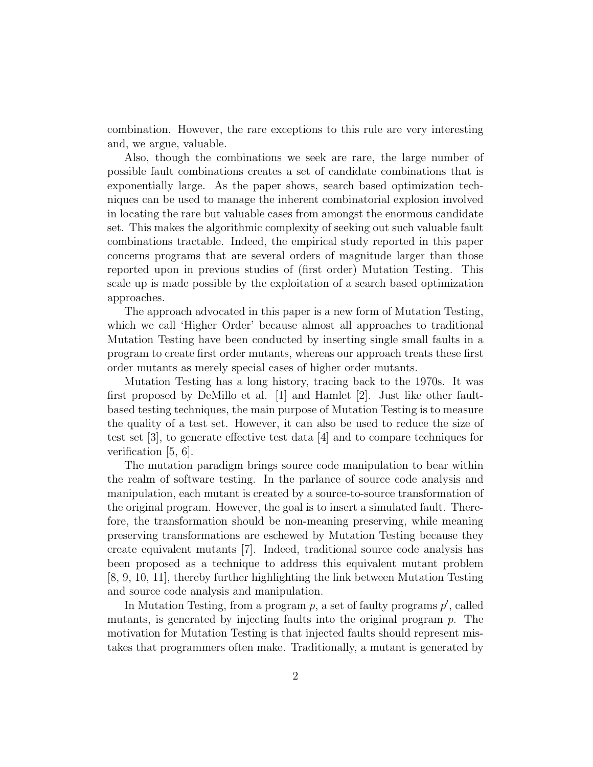combination. However, the rare exceptions to this rule are very interesting and, we argue, valuable.

Also, though the combinations we seek are rare, the large number of possible fault combinations creates a set of candidate combinations that is exponentially large. As the paper shows, search based optimization techniques can be used to manage the inherent combinatorial explosion involved in locating the rare but valuable cases from amongst the enormous candidate set. This makes the algorithmic complexity of seeking out such valuable fault combinations tractable. Indeed, the empirical study reported in this paper concerns programs that are several orders of magnitude larger than those reported upon in previous studies of (first order) Mutation Testing. This scale up is made possible by the exploitation of a search based optimization approaches.

The approach advocated in this paper is a new form of Mutation Testing, which we call 'Higher Order' because almost all approaches to traditional Mutation Testing have been conducted by inserting single small faults in a program to create first order mutants, whereas our approach treats these first order mutants as merely special cases of higher order mutants.

Mutation Testing has a long history, tracing back to the 1970s. It was first proposed by DeMillo et al. [1] and Hamlet [2]. Just like other fault-based testing techniques, the main purpose of Mutation Testing is to measure the quality of a test set. However, it can also be used to reduce the size of test set [3], to generate effective test data [4] and to compare techniques for verification [5, 6].

The mutation paradigm brings source code manipulation to bear within the realm of software testing. In the parlance of source code analysis and manipulation, each mutant is created by a source-to-source transformation of the original program. However, the goal is to insert a simulated fault. Therefore, the transformation should be non-meaning preserving, while meaning preserving transformations are eschewed by Mutation Testing because they create equivalent mutants [7]. Indeed, traditional source code analysis has been proposed as a technique to address this equivalent mutant problem [8, 9, 10, 11], thereby further highlighting the link between Mutation Testing and source code analysis and manipulation.

In Mutation Testing, from a program $p$, a set of faulty programs $p'$, called mutants, is generated by injecting faults into the original program $p$. The motivation for Mutation Testing is that injected faults should represent mistakes that programmers often make. Traditionally, a mutant is generated by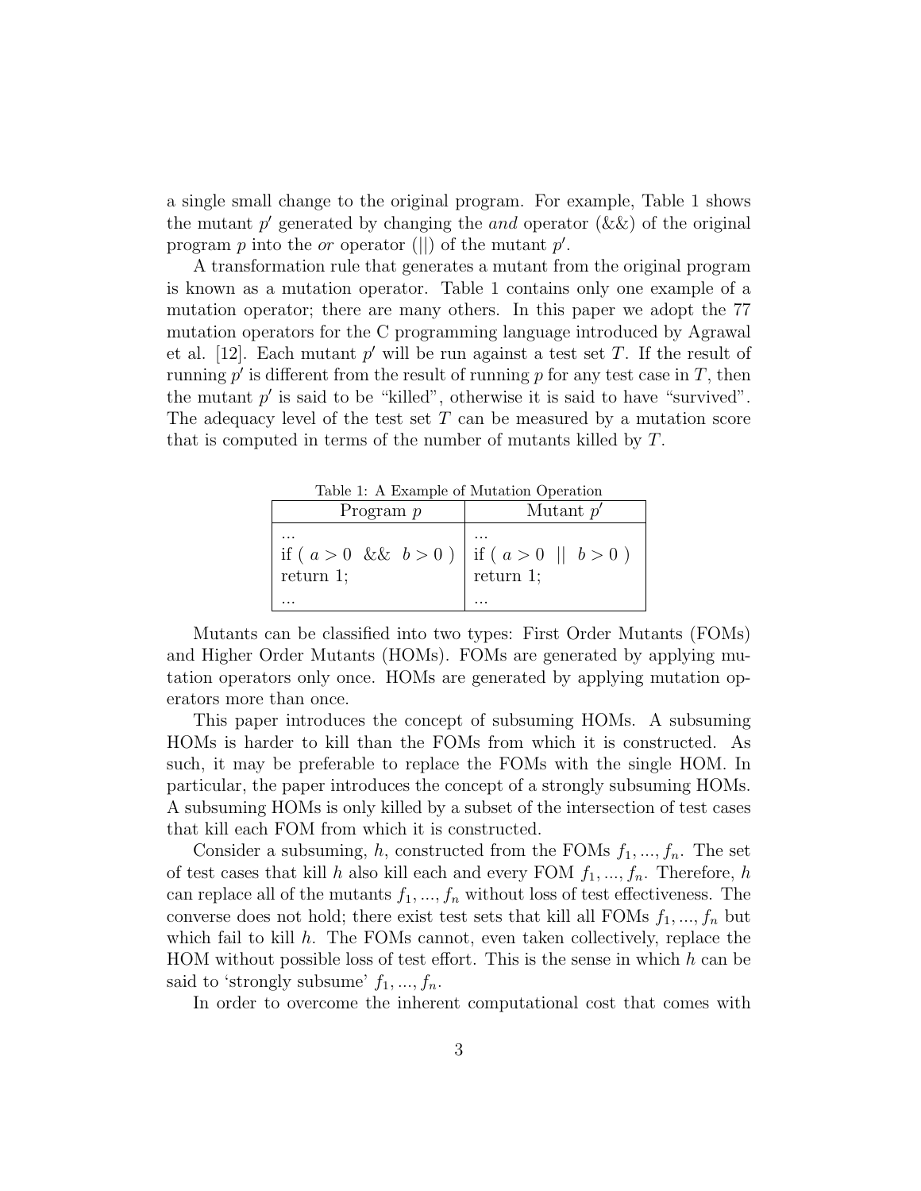a single small change to the original program. For example, Table 1 shows the mutant $p'$ generated by changing the *and* operator (&&) of the original program $p$ into the *or* operator (||) of the mutant $p'$.

A transformation rule that generates a mutant from the original program is known as a mutation operator. Table 1 contains only one example of a mutation operator; there are many others. In this paper we adopt the 77 mutation operators for the C programming language introduced by Agrawal et al. [12]. Each mutant $p'$ will be run against a test set $T$. If the result of running $p'$ is different from the result of running $p$ for any test case in $T$, then the mutant $p'$ is said to be "killed", otherwise it is said to have "survived". The adequacy level of the test set $T$ can be measured by a mutation score that is computed in terms of the number of mutants killed by $T$.

Table 1: A Example of Mutation Operation

| Program $p$ | Mutant $p'$ |
|---|---|
| ...<br>if ( $a > 0$ && $b > 0$ )<br>return 1;<br>... | ...<br>if ( $a > 0$ \|\| $b > 0$ )<br>return 1;<br>... |

Mutants can be classified into two types: First Order Mutants (FOMs) and Higher Order Mutants (HOMs). FOMs are generated by applying mutation operators only once. HOMs are generated by applying mutation operators more than once.

This paper introduces the concept of subsuming HOMs. A subsuming HOMs is harder to kill than the FOMs from which it is constructed. As such, it may be preferable to replace the FOMs with the single HOM. In particular, the paper introduces the concept of a strongly subsuming HOMs. A subsuming HOMs is only killed by a subset of the intersection of test cases that kill each FOM from which it is constructed.

Consider a subsuming, $h$, constructed from the FOMs $f_1, ..., f_n$. The set of test cases that kill $h$ also kill each and every FOM $f_1, ..., f_n$. Therefore, $h$ can replace all of the mutants $f_1, ..., f_n$ without loss of test effectiveness. The converse does not hold; there exist test sets that kill all FOMs $f_1, ..., f_n$ but which fail to kill $h$. The FOMs cannot, even taken collectively, replace the HOM without possible loss of test effort. This is the sense in which $h$ can be said to 'strongly subsume' $f_1, ..., f_n$.

In order to overcome the inherent computational cost that comes with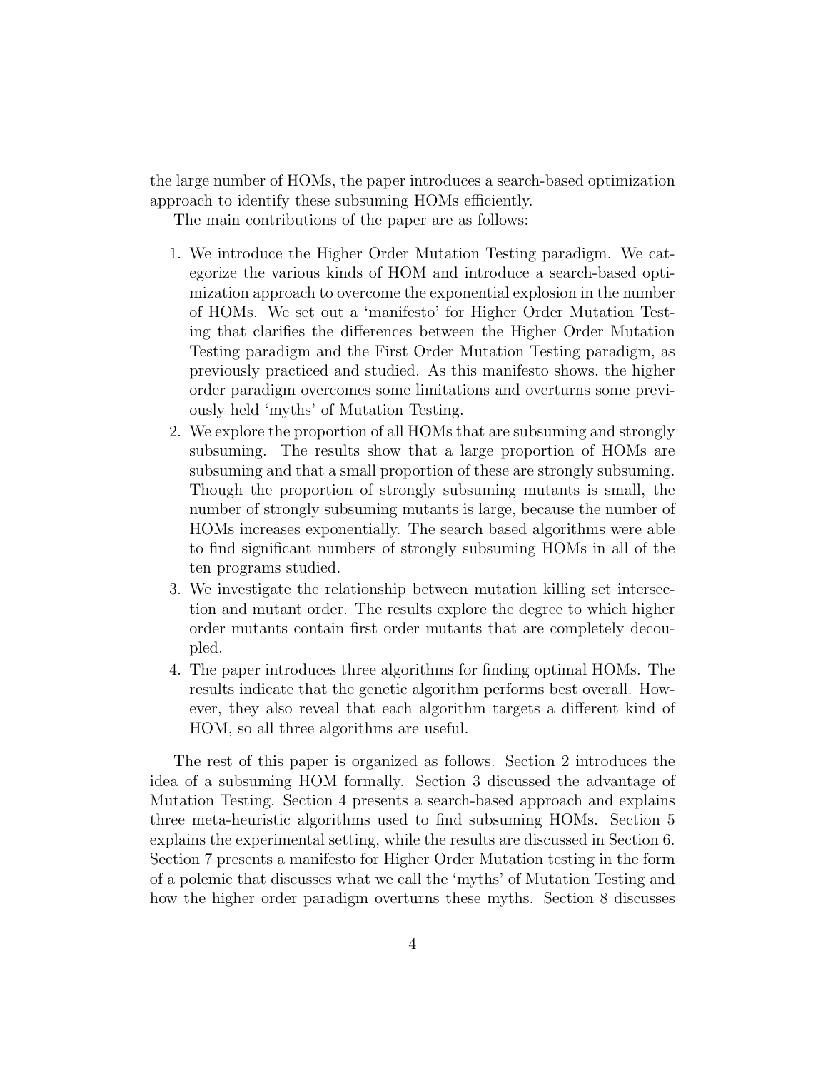the large number of HOMs, the paper introduces a search-based optimization approach to identify these subsuming HOMs efficiently.

The main contributions of the paper are as follows:

1. We introduce the Higher Order Mutation Testing paradigm. We categorize the various kinds of HOM and introduce a search-based optimization approach to overcome the exponential explosion in the number of HOMs. We set out a 'manifesto' for Higher Order Mutation Testing that clarifies the differences between the Higher Order Mutation Testing paradigm and the First Order Mutation Testing paradigm, as previously practiced and studied. As this manifesto shows, the higher order paradigm overcomes some limitations and overturns some previously held 'myths' of Mutation Testing.
2. We explore the proportion of all HOMs that are subsuming and strongly subsuming. The results show that a large proportion of HOMs are subsuming and that a small proportion of these are strongly subsuming. Though the proportion of strongly subsuming mutants is small, the number of strongly subsuming mutants is large, because the number of HOMs increases exponentially. The search based algorithms were able to find significant numbers of strongly subsuming HOMs in all of the ten programs studied.
3. We investigate the relationship between mutation killing set intersection and mutant order. The results explore the degree to which higher order mutants contain first order mutants that are completely decoupled.
4. The paper introduces three algorithms for finding optimal HOMs. The results indicate that the genetic algorithm performs best overall. However, they also reveal that each algorithm targets a different kind of HOM, so all three algorithms are useful.

The rest of this paper is organized as follows. Section 2 introduces the idea of a subsuming HOM formally. Section 3 discussed the advantage of Mutation Testing. Section 4 presents a search-based approach and explains three meta-heuristic algorithms used to find subsuming HOMs. Section 5 explains the experimental setting, while the results are discussed in Section 6. Section 7 presents a manifesto for Higher Order Mutation testing in the form of a polemic that discusses what we call the 'myths' of Mutation Testing and how the higher order paradigm overturns these myths. Section 8 discusses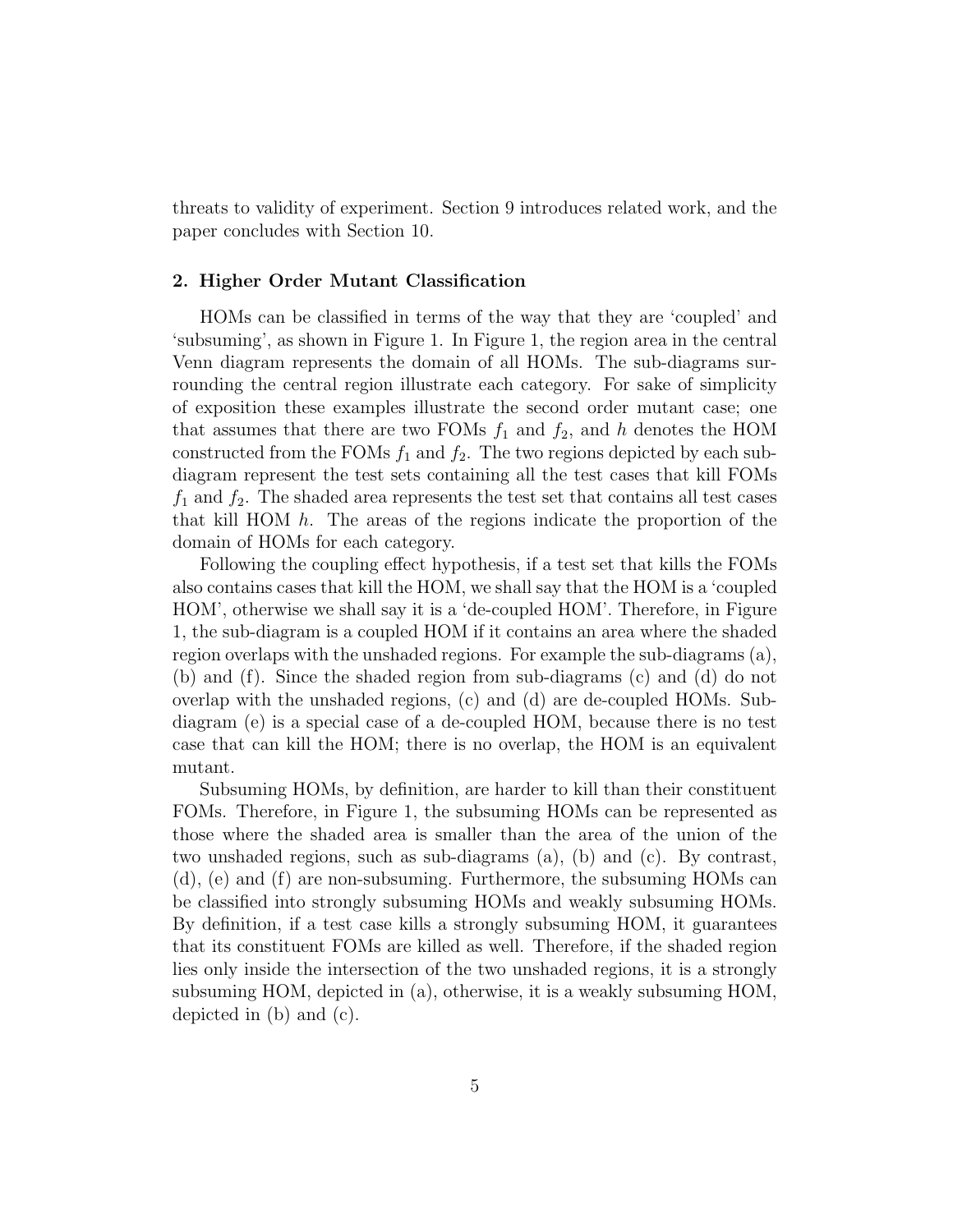threats to validity of experiment. Section 9 introduces related work, and the paper concludes with Section 10.

## 2. Higher Order Mutant Classification

HOMs can be classified in terms of the way that they are 'coupled' and 'subsuming', as shown in Figure 1. In Figure 1, the region area in the central Venn diagram represents the domain of all HOMs. The sub-diagrams surrounding the central region illustrate each category. For sake of simplicity of exposition these examples illustrate the second order mutant case; one that assumes that there are two FOMs $f_1$ and $f_2$, and $h$ denotes the HOM constructed from the FOMs $f_1$ and $f_2$. The two regions depicted by each sub-diagram represent the test sets containing all the test cases that kill FOMs $f_1$ and $f_2$. The shaded area represents the test set that contains all test cases that kill HOM $h$. The areas of the regions indicate the proportion of the domain of HOMs for each category.

Following the coupling effect hypothesis, if a test set that kills the FOMs also contains cases that kill the HOM, we shall say that the HOM is a 'coupled HOM', otherwise we shall say it is a 'de-coupled HOM'. Therefore, in Figure 1, the sub-diagram is a coupled HOM if it contains an area where the shaded region overlaps with the unshaded regions. For example the sub-diagrams (a), (b) and (f). Since the shaded region from sub-diagrams (c) and (d) do not overlap with the unshaded regions, (c) and (d) are de-coupled HOMs. Sub-diagram (e) is a special case of a de-coupled HOM, because there is no test case that can kill the HOM; there is no overlap, the HOM is an equivalent mutant.

Subsuming HOMs, by definition, are harder to kill than their constituent FOMs. Therefore, in Figure 1, the subsuming HOMs can be represented as those where the shaded area is smaller than the area of the union of the two unshaded regions, such as sub-diagrams (a), (b) and (c). By contrast, (d), (e) and (f) are non-subsuming. Furthermore, the subsuming HOMs can be classified into strongly subsuming HOMs and weakly subsuming HOMs. By definition, if a test case kills a strongly subsuming HOM, it guarantees that its constituent FOMs are killed as well. Therefore, if the shaded region lies only inside the intersection of the two unshaded regions, it is a strongly subsuming HOM, depicted in (a), otherwise, it is a weakly subsuming HOM, depicted in (b) and (c).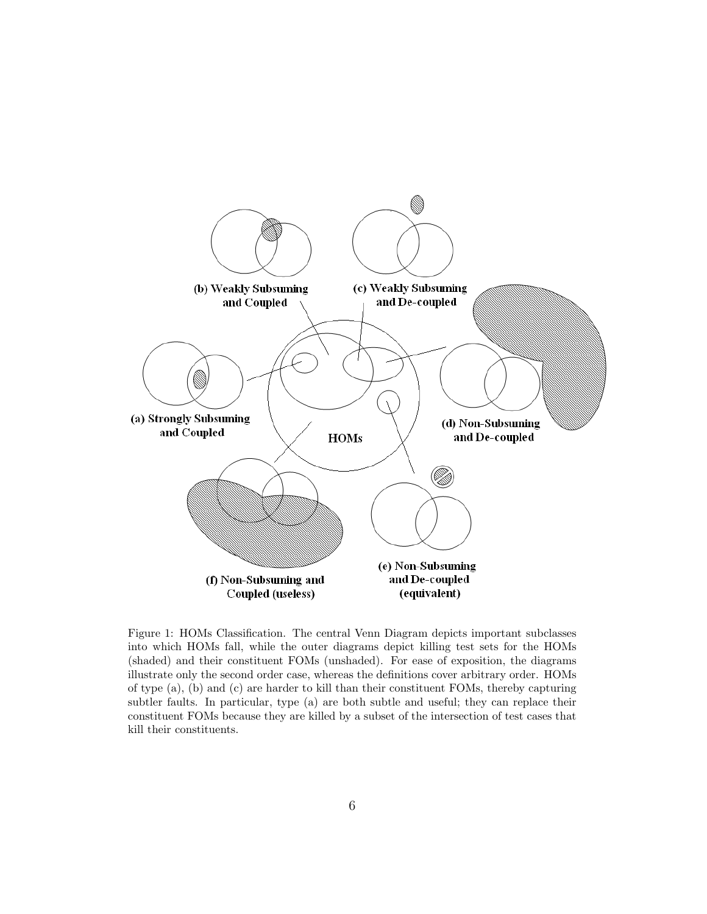(b) Weakly Subsuming and Coupled

(c) Weakly Subsuming and De-coupled

(a) Strongly Subsuming and Coupled

HOMs

(d) Non-Subsuming and De-coupled

(e) Non-Subsuming and De-coupled (equivalent)

(f) Non-Subsuming and Coupled (useless)

Figure 1: HOMs Classification. The central Venn Diagram depicts important subclasses into which HOMs fall, while the outer diagrams depict killing test sets for the HOMs (shaded) and their constituent FOMs (unshaded). For ease of exposition, the diagrams illustrate only the second order case, whereas the definitions cover arbitrary order. HOMs of type (a), (b) and (c) are harder to kill than their constituent FOMs, thereby capturing subtler faults. In particular, type (a) are both subtle and useful; they can replace their constituent FOMs because they are killed by a subset of the intersection of test cases that kill their constituents.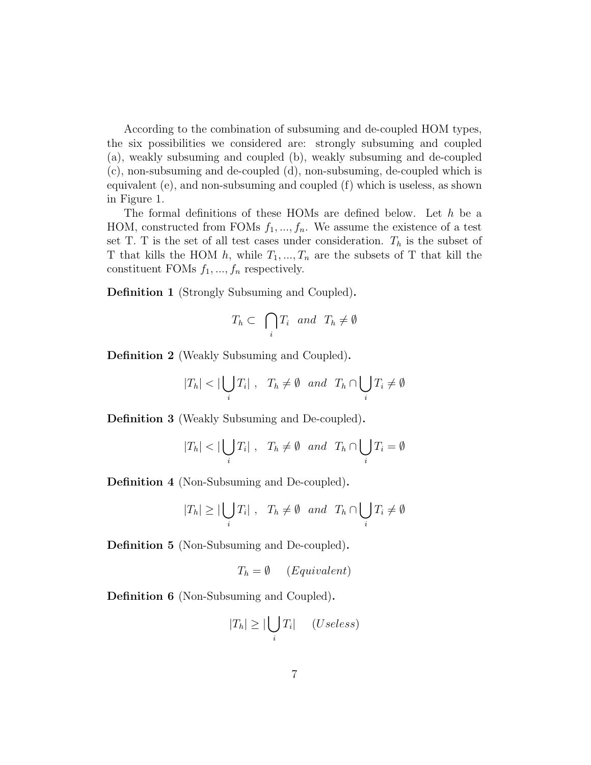According to the combination of subsuming and de-coupled HOM types, the six possibilities we considered are: strongly subsuming and coupled (a), weakly subsuming and coupled (b), weakly subsuming and de-coupled (c), non-subsuming and de-coupled (d), non-subsuming, de-coupled which is equivalent (e), and non-subsuming and coupled (f) which is useless, as shown in Figure 1.

The formal definitions of these HOMs are defined below. Let $h$ be a HOM, constructed from FOMs $f_1, ..., f_n$. We assume the existence of a test set T. T is the set of all test cases under consideration. $T_h$ is the subset of T that kills the HOM $h$, while $T_1, ..., T_n$ are the subsets of T that kill the constituent FOMs $f_1, ..., f_n$ respectively.

**Definition 1** (Strongly Subsuming and Coupled)**.**

$$T_h \subset \bigcap_i T_i \quad and \quad T_h \neq \emptyset$$

**Definition 2** (Weakly Subsuming and Coupled)**.**

$$|T_h| < |\bigcup_i T_i| \ , \quad T_h \neq \emptyset \quad and \quad T_h \cap \bigcup_i T_i \neq \emptyset$$

**Definition 3** (Weakly Subsuming and De-coupled)**.**

$$|T_h| < |\bigcup_i T_i| \ , \quad T_h \neq \emptyset \quad and \quad T_h \cap \bigcup_i T_i = \emptyset$$

**Definition 4** (Non-Subsuming and De-coupled)**.**

$$|T_h| \geq |\bigcup_i T_i| \ , \quad T_h \neq \emptyset \quad and \quad T_h \cap \bigcup_i T_i \neq \emptyset$$

**Definition 5** (Non-Subsuming and De-coupled)**.**

$$T_h = \emptyset \qquad (Equivalent)$$

**Definition 6** (Non-Subsuming and Coupled)**.**

$$|T_h| \geq |\bigcup_i T_i| \qquad (Useless)$$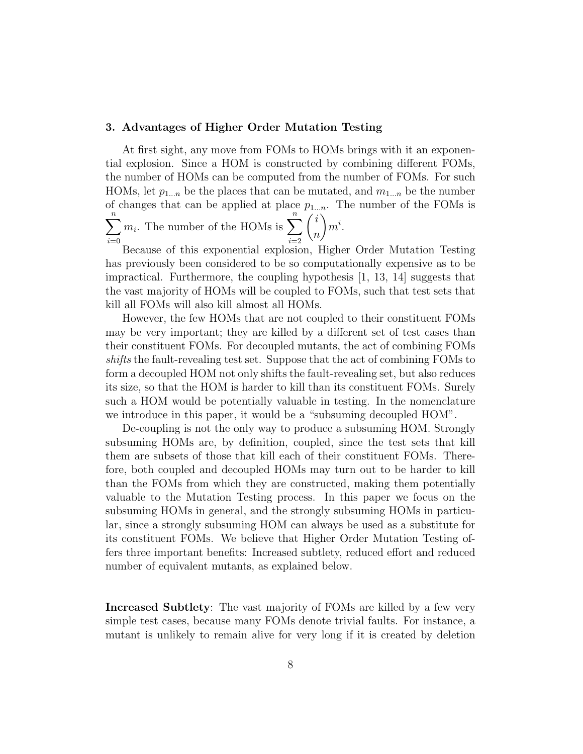### 3. Advantages of Higher Order Mutation Testing

At first sight, any move from FOMs to HOMs brings with it an exponential explosion. Since a HOM is constructed by combining different FOMs, the number of HOMs can be computed from the number of FOMs. For such HOMs, let $p_{1...n}$ be the places that can be mutated, and $m_{1...n}$ be the number of changes that can be applied at place $p_{1...n}$. The number of the FOMs is $\sum_{i=0}^{n} m_i$. The number of the HOMs is $\sum_{i=2}^{n} \binom{i}{n} m^i$.

Because of this exponential explosion, Higher Order Mutation Testing has previously been considered to be so computationally expensive as to be impractical. Furthermore, the coupling hypothesis [1, 13, 14] suggests that the vast majority of HOMs will be coupled to FOMs, such that test sets that kill all FOMs will also kill almost all HOMs.

However, the few HOMs that are not coupled to their constituent FOMs may be very important; they are killed by a different set of test cases than their constituent FOMs. For decoupled mutants, the act of combining FOMs *shifts* the fault-revealing test set. Suppose that the act of combining FOMs to form a decoupled HOM not only shifts the fault-revealing set, but also reduces its size, so that the HOM is harder to kill than its constituent FOMs. Surely such a HOM would be potentially valuable in testing. In the nomenclature we introduce in this paper, it would be a "subsuming decoupled HOM".

De-coupling is not the only way to produce a subsuming HOM. Strongly subsuming HOMs are, by definition, coupled, since the test sets that kill them are subsets of those that kill each of their constituent FOMs. Therefore, both coupled and decoupled HOMs may turn out to be harder to kill than the FOMs from which they are constructed, making them potentially valuable to the Mutation Testing process. In this paper we focus on the subsuming HOMs in general, and the strongly subsuming HOMs in particular, since a strongly subsuming HOM can always be used as a substitute for its constituent FOMs. We believe that Higher Order Mutation Testing offers three important benefits: Increased subtlety, reduced effort and reduced number of equivalent mutants, as explained below.

**Increased Subtlety**: The vast majority of FOMs are killed by a few very simple test cases, because many FOMs denote trivial faults. For instance, a mutant is unlikely to remain alive for very long if it is created by deletion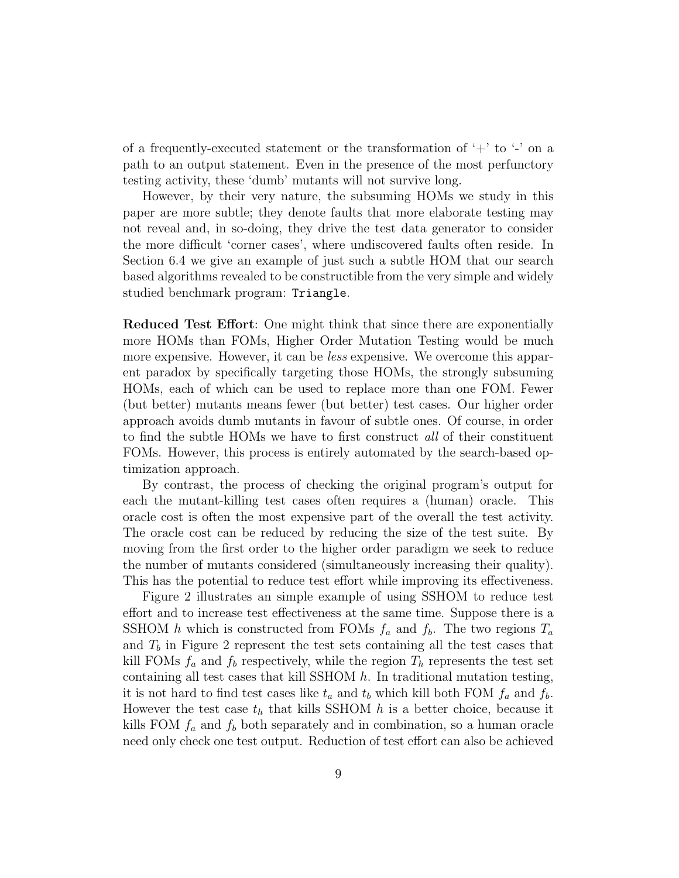of a frequently-executed statement or the transformation of '+' to '-' on a path to an output statement. Even in the presence of the most perfunctory testing activity, these 'dumb' mutants will not survive long.

However, by their very nature, the subsuming HOMs we study in this paper are more subtle; they denote faults that more elaborate testing may not reveal and, in so-doing, they drive the test data generator to consider the more difficult 'corner cases', where undiscovered faults often reside. In Section 6.4 we give an example of just such a subtle HOM that our search based algorithms revealed to be constructible from the very simple and widely studied benchmark program: `Triangle`.

**Reduced Test Effort**: One might think that since there are exponentially more HOMs than FOMs, Higher Order Mutation Testing would be much more expensive. However, it can be *less* expensive. We overcome this apparent paradox by specifically targeting those HOMs, the strongly subsuming HOMs, each of which can be used to replace more than one FOM. Fewer (but better) mutants means fewer (but better) test cases. Our higher order approach avoids dumb mutants in favour of subtle ones. Of course, in order to find the subtle HOMs we have to first construct *all* of their constituent FOMs. However, this process is entirely automated by the search-based optimization approach.

By contrast, the process of checking the original program's output for each the mutant-killing test cases often requires a (human) oracle. This oracle cost is often the most expensive part of the overall the test activity. The oracle cost can be reduced by reducing the size of the test suite. By moving from the first order to the higher order paradigm we seek to reduce the number of mutants considered (simultaneously increasing their quality). This has the potential to reduce test effort while improving its effectiveness.

Figure 2 illustrates an simple example of using SSHOM to reduce test effort and to increase test effectiveness at the same time. Suppose there is a SSHOM $h$ which is constructed from FOMs $f_a$ and $f_b$. The two regions $T_a$ and $T_b$ in Figure 2 represent the test sets containing all the test cases that kill FOMs $f_a$ and $f_b$ respectively, while the region $T_h$ represents the test set containing all test cases that kill SSHOM $h$. In traditional mutation testing, it is not hard to find test cases like $t_a$ and $t_b$ which kill both FOM $f_a$ and $f_b$. However the test case $t_h$ that kills SSHOM $h$ is a better choice, because it kills FOM $f_a$ and $f_b$ both separately and in combination, so a human oracle need only check one test output. Reduction of test effort can also be achieved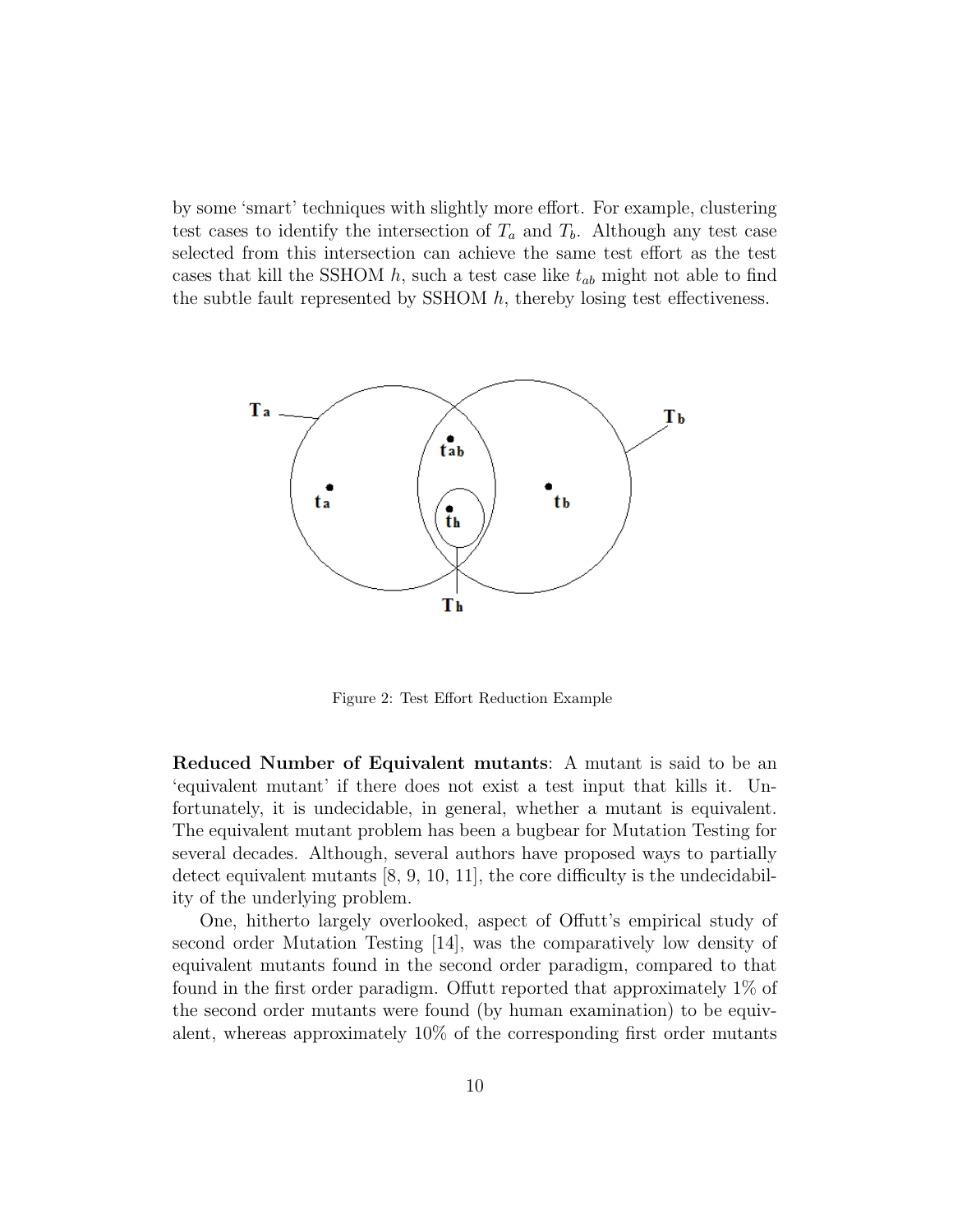by some 'smart' techniques with slightly more effort. For example, clustering test cases to identify the intersection of $T_a$ and $T_b$. Although any test case selected from this intersection can achieve the same test effort as the test cases that kill the SSHOM $h$, such a test case like $t_{ab}$ might not able to find the subtle fault represented by SSHOM $h$, thereby losing test effectiveness.

Figure 2: Test Effort Reduction Example

**Reduced Number of Equivalent mutants**: A mutant is said to be an 'equivalent mutant' if there does not exist a test input that kills it. Unfortunately, it is undecidable, in general, whether a mutant is equivalent. The equivalent mutant problem has been a bugbear for Mutation Testing for several decades. Although, several authors have proposed ways to partially detect equivalent mutants [8, 9, 10, 11], the core difficulty is the undecidability of the underlying problem.

One, hitherto largely overlooked, aspect of Offutt's empirical study of second order Mutation Testing [14], was the comparatively low density of equivalent mutants found in the second order paradigm, compared to that found in the first order paradigm. Offutt reported that approximately 1% of the second order mutants were found (by human examination) to be equivalent, whereas approximately 10% of the corresponding first order mutants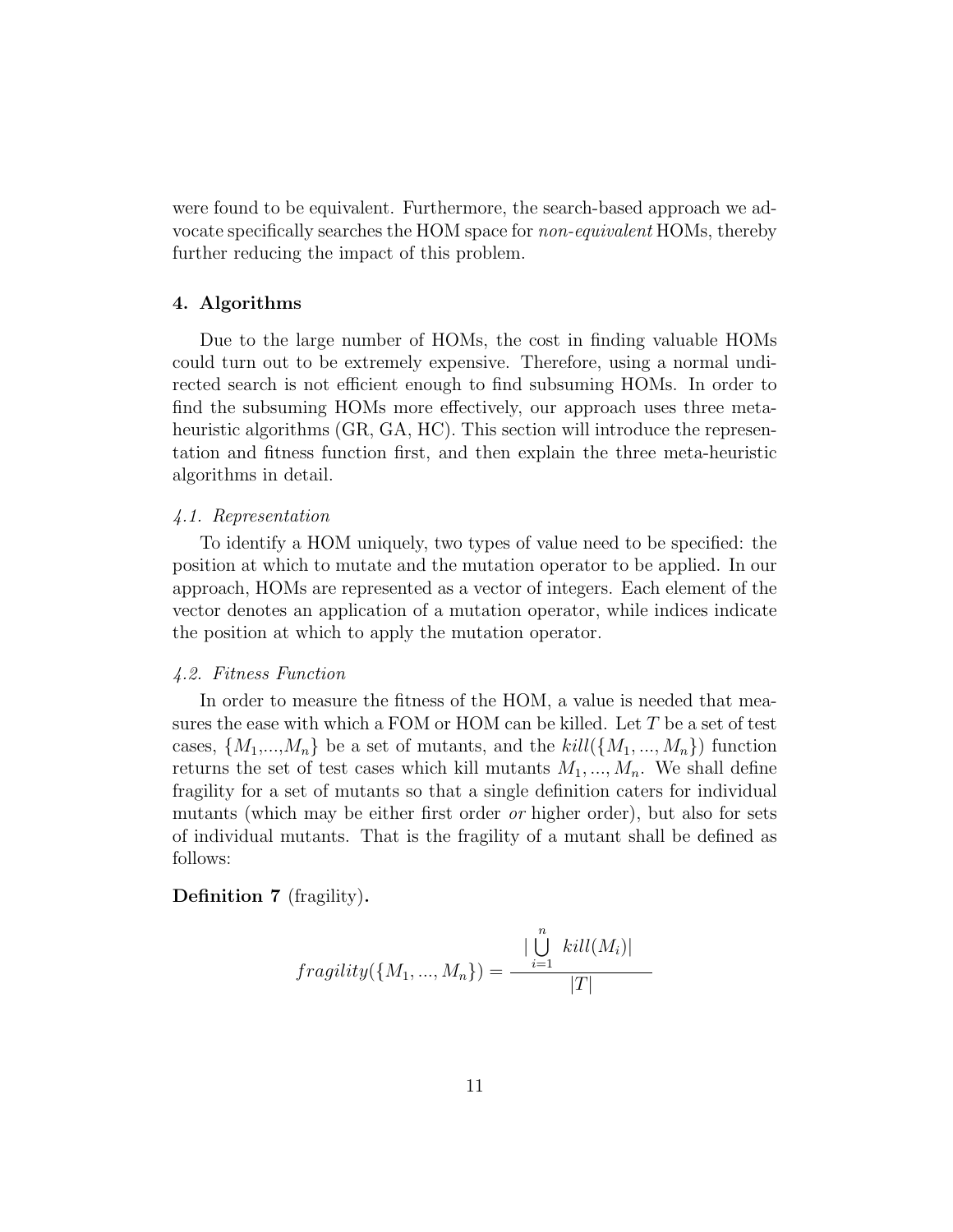were found to be equivalent. Furthermore, the search-based approach we advocate specifically searches the HOM space for *non-equivalent* HOMs, thereby further reducing the impact of this problem.

## 4. Algorithms

Due to the large number of HOMs, the cost in finding valuable HOMs could turn out to be extremely expensive. Therefore, using a normal undirected search is not efficient enough to find subsuming HOMs. In order to find the subsuming HOMs more effectively, our approach uses three meta-heuristic algorithms (GR, GA, HC). This section will introduce the representation and fitness function first, and then explain the three meta-heuristic algorithms in detail.

### *4.1. Representation*

To identify a HOM uniquely, two types of value need to be specified: the position at which to mutate and the mutation operator to be applied. In our approach, HOMs are represented as a vector of integers. Each element of the vector denotes an application of a mutation operator, while indices indicate the position at which to apply the mutation operator.

### *4.2. Fitness Function*

In order to measure the fitness of the HOM, a value is needed that measures the ease with which a FOM or HOM can be killed. Let $T$ be a set of test cases, $\{M_1,...,M_n\}$ be a set of mutants, and the $kill(\{M_1,...,M_n\})$ function returns the set of test cases which kill mutants $M_1,...,M_n$. We shall define fragility for a set of mutants so that a single definition caters for individual mutants (which may be either first order *or* higher order), but also for sets of individual mutants. That is the fragility of a mutant shall be defined as follows:

**Definition 7** (fragility)**.**

$$fragility(\{M_1,...,M_n\}) = \frac{|\bigcup_{i=1}^{n} kill(M_i)|}{|T|}$$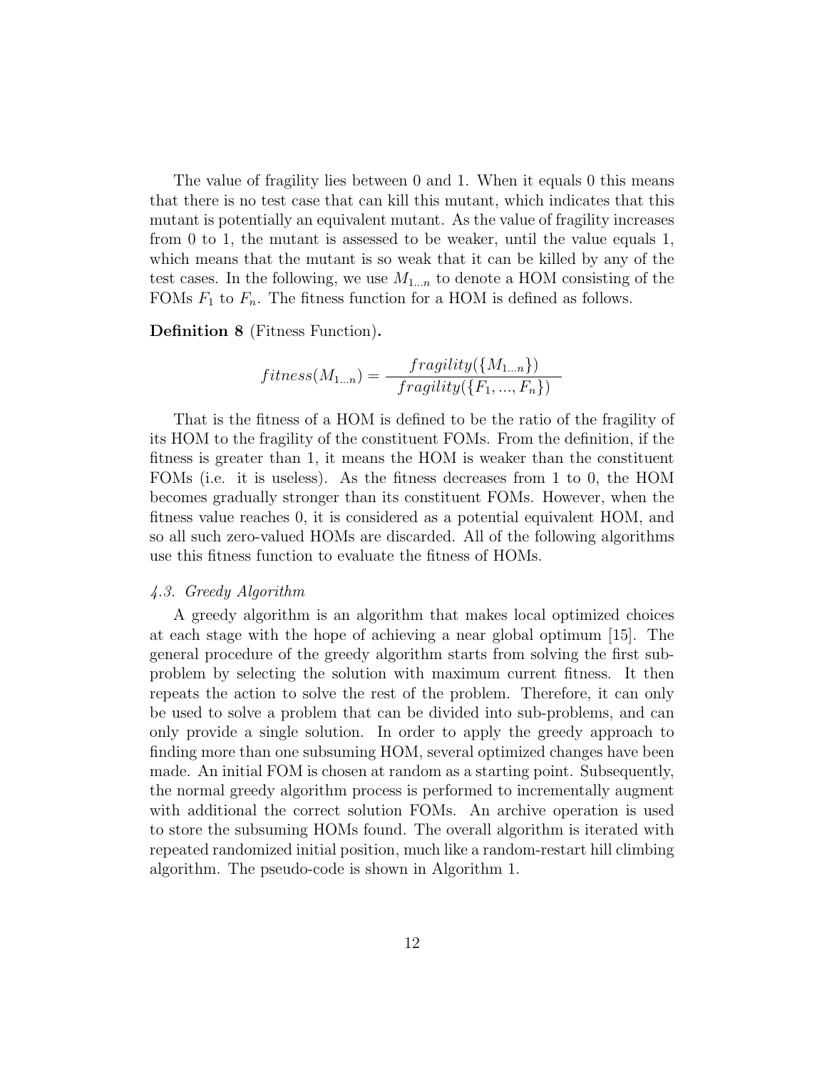The value of fragility lies between 0 and 1. When it equals 0 this means that there is no test case that can kill this mutant, which indicates that this mutant is potentially an equivalent mutant. As the value of fragility increases from 0 to 1, the mutant is assessed to be weaker, until the value equals 1, which means that the mutant is so weak that it can be killed by any of the test cases. In the following, we use $M_{1...n}$ to denote a HOM consisting of the FOMs $F_1$ to $F_n$. The fitness function for a HOM is defined as follows.

**Definition 8** (Fitness Function)**.**

$$fitness(M_{1...n}) = \frac{fragility(\{M_{1...n}\})}{fragility(\{F_1, ..., F_n\})}$$

That is the fitness of a HOM is defined to be the ratio of the fragility of its HOM to the fragility of the constituent FOMs. From the definition, if the fitness is greater than 1, it means the HOM is weaker than the constituent FOMs (i.e. it is useless). As the fitness decreases from 1 to 0, the HOM becomes gradually stronger than its constituent FOMs. However, when the fitness value reaches 0, it is considered as a potential equivalent HOM, and so all such zero-valued HOMs are discarded. All of the following algorithms use this fitness function to evaluate the fitness of HOMs.

### *4.3. Greedy Algorithm*

A greedy algorithm is an algorithm that makes local optimized choices at each stage with the hope of achieving a near global optimum [15]. The general procedure of the greedy algorithm starts from solving the first sub-problem by selecting the solution with maximum current fitness. It then repeats the action to solve the rest of the problem. Therefore, it can only be used to solve a problem that can be divided into sub-problems, and can only provide a single solution. In order to apply the greedy approach to finding more than one subsuming HOM, several optimized changes have been made. An initial FOM is chosen at random as a starting point. Subsequently, the normal greedy algorithm process is performed to incrementally augment with additional the correct solution FOMs. An archive operation is used to store the subsuming HOMs found. The overall algorithm is iterated with repeated randomized initial position, much like a random-restart hill climbing algorithm. The pseudo-code is shown in Algorithm 1.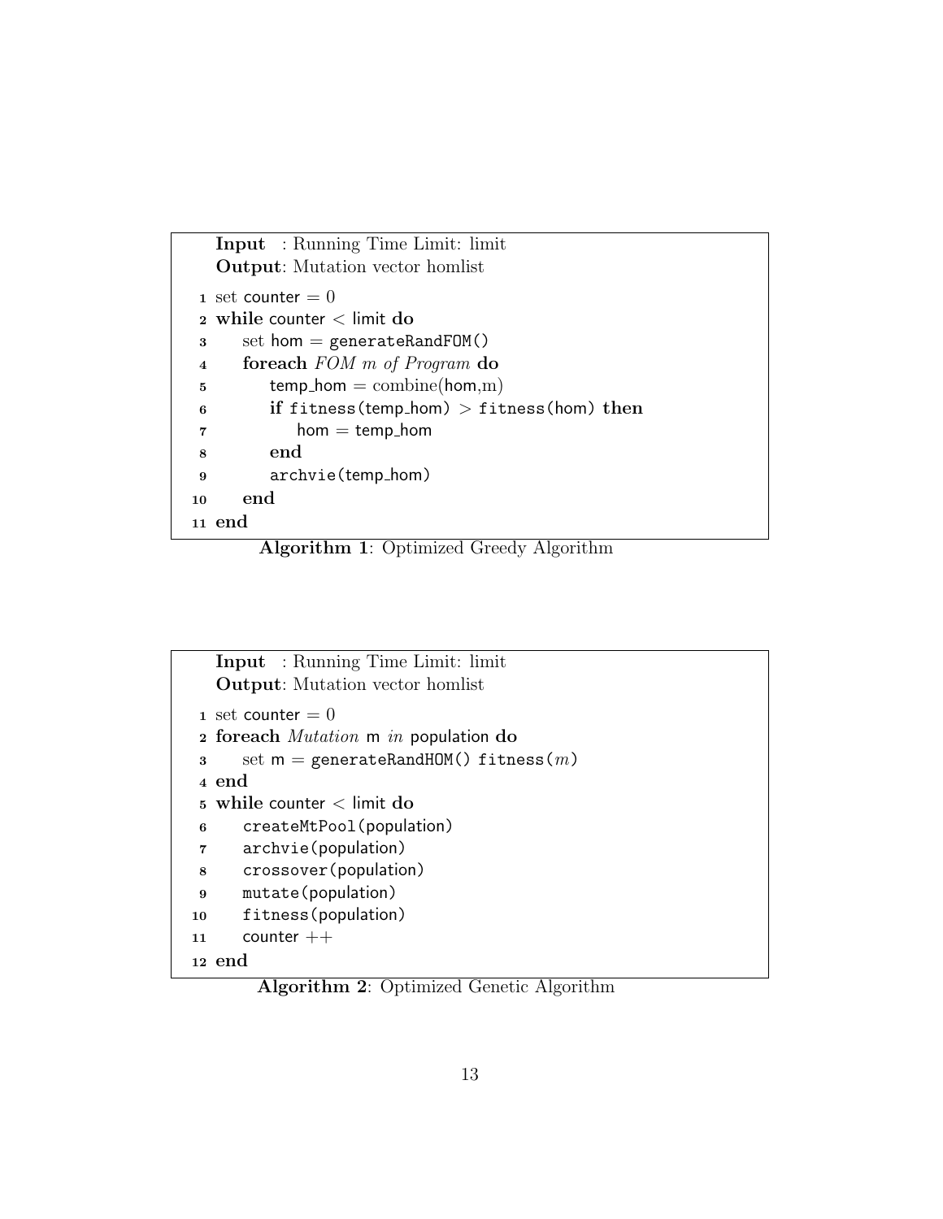```
Input  : Running Time Limit: limit
Output: Mutation vector homlist
1  set counter = 0
2  while counter < limit do
3      set hom = generateRandFOM()
4      foreach FOM m of Program do
5          temp_hom = combine(hom,m)
6          if fitness(temp_hom) > fitness(hom) then
7              hom = temp_hom
8          end
9          archvie(temp_hom)
10     end
11 end
```

**Algorithm 1**: Optimized Greedy Algorithm

```
Input  : Running Time Limit: limit
Output: Mutation vector homlist
1  set counter = 0
2  foreach Mutation m in population do
3      set m = generateRandHOM() fitness(m)
4  end
5  while counter < limit do
6      createMtPool(population)
7      archvie(population)
8      crossover(population)
9      mutate(population)
10     fitness(population)
11     counter ++
12 end
```

**Algorithm 2**: Optimized Genetic Algorithm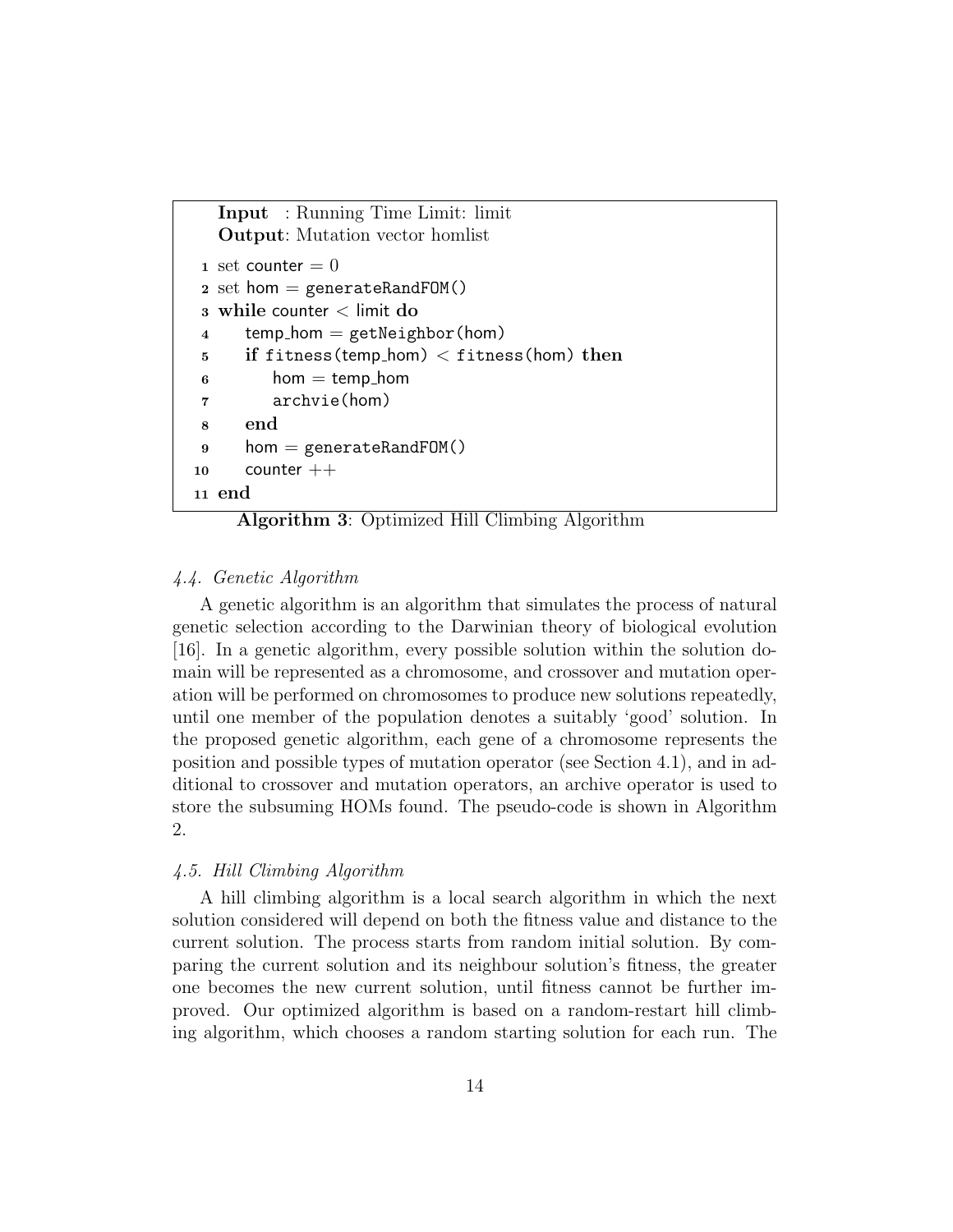```
Input  : Running Time Limit: limit
Output: Mutation vector homlist
1  set counter = 0
2  set hom = generateRandFOM()
3  while counter < limit do
4      temp_hom = getNeighbor(hom)
5      if fitness(temp_hom) < fitness(hom) then
6          hom = temp_hom
7          archvie(hom)
8      end
9      hom = generateRandFOM()
10     counter ++
11 end
```

**Algorithm 3**: Optimized Hill Climbing Algorithm

### *4.4. Genetic Algorithm*

A genetic algorithm is an algorithm that simulates the process of natural genetic selection according to the Darwinian theory of biological evolution [16]. In a genetic algorithm, every possible solution within the solution domain will be represented as a chromosome, and crossover and mutation operation will be performed on chromosomes to produce new solutions repeatedly, until one member of the population denotes a suitably 'good' solution. In the proposed genetic algorithm, each gene of a chromosome represents the position and possible types of mutation operator (see Section 4.1), and in additional to crossover and mutation operators, an archive operator is used to store the subsuming HOMs found. The pseudo-code is shown in Algorithm 2.

### *4.5. Hill Climbing Algorithm*

A hill climbing algorithm is a local search algorithm in which the next solution considered will depend on both the fitness value and distance to the current solution. The process starts from random initial solution. By comparing the current solution and its neighbour solution's fitness, the greater one becomes the new current solution, until fitness cannot be further improved. Our optimized algorithm is based on a random-restart hill climbing algorithm, which chooses a random starting solution for each run. The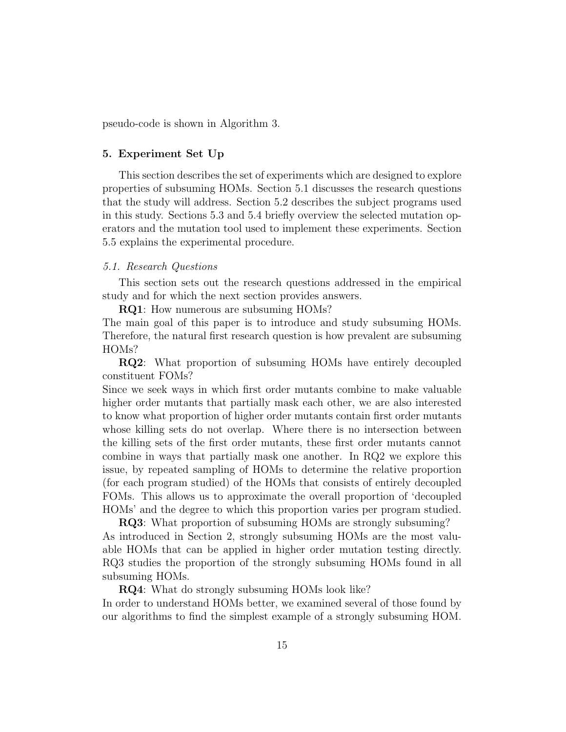pseudo-code is shown in Algorithm 3.

## 5. Experiment Set Up

This section describes the set of experiments which are designed to explore properties of subsuming HOMs. Section 5.1 discusses the research questions that the study will address. Section 5.2 describes the subject programs used in this study. Sections 5.3 and 5.4 briefly overview the selected mutation operators and the mutation tool used to implement these experiments. Section 5.5 explains the experimental procedure.

### *5.1. Research Questions*

This section sets out the research questions addressed in the empirical study and for which the next section provides answers.

**RQ1**: How numerous are subsuming HOMs?
The main goal of this paper is to introduce and study subsuming HOMs. Therefore, the natural first research question is how prevalent are subsuming HOMs?

**RQ2**: What proportion of subsuming HOMs have entirely decoupled constituent FOMs?
Since we seek ways in which first order mutants combine to make valuable higher order mutants that partially mask each other, we are also interested to know what proportion of higher order mutants contain first order mutants whose killing sets do not overlap. Where there is no intersection between the killing sets of the first order mutants, these first order mutants cannot combine in ways that partially mask one another. In RQ2 we explore this issue, by repeated sampling of HOMs to determine the relative proportion (for each program studied) of the HOMs that consists of entirely decoupled FOMs. This allows us to approximate the overall proportion of 'decoupled HOMs' and the degree to which this proportion varies per program studied.

**RQ3**: What proportion of subsuming HOMs are strongly subsuming?
As introduced in Section 2, strongly subsuming HOMs are the most valuable HOMs that can be applied in higher order mutation testing directly. RQ3 studies the proportion of the strongly subsuming HOMs found in all subsuming HOMs.

**RQ4**: What do strongly subsuming HOMs look like?
In order to understand HOMs better, we examined several of those found by our algorithms to find the simplest example of a strongly subsuming HOM.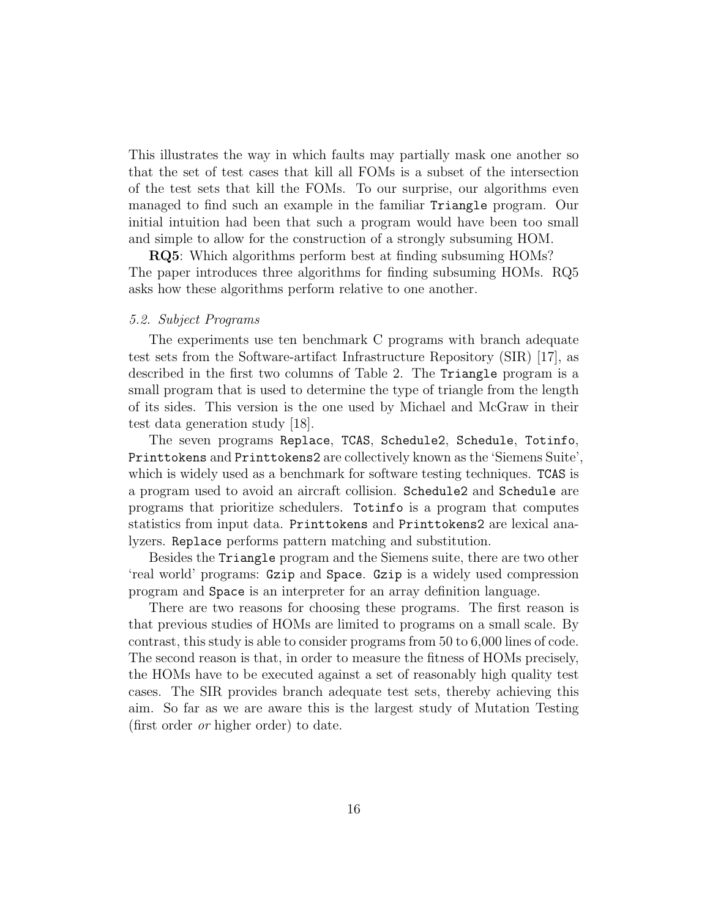This illustrates the way in which faults may partially mask one another so that the set of test cases that kill all FOMs is a subset of the intersection of the test sets that kill the FOMs. To our surprise, our algorithms even managed to find such an example in the familiar `Triangle` program. Our initial intuition had been that such a program would have been too small and simple to allow for the construction of a strongly subsuming HOM.

**RQ5**: Which algorithms perform best at finding subsuming HOMs? The paper introduces three algorithms for finding subsuming HOMs. RQ5 asks how these algorithms perform relative to one another.

### *5.2. Subject Programs*

The experiments use ten benchmark C programs with branch adequate test sets from the Software-artifact Infrastructure Repository (SIR) [17], as described in the first two columns of Table 2. The `Triangle` program is a small program that is used to determine the type of triangle from the length of its sides. This version is the one used by Michael and McGraw in their test data generation study [18].

The seven programs `Replace`, `TCAS`, `Schedule2`, `Schedule`, `Totinfo`, `Printtokens` and `Printtokens2` are collectively known as the 'Siemens Suite', which is widely used as a benchmark for software testing techniques. `TCAS` is a program used to avoid an aircraft collision. `Schedule2` and `Schedule` are programs that prioritize schedulers. `Totinfo` is a program that computes statistics from input data. `Printtokens` and `Printtokens2` are lexical analyzers. `Replace` performs pattern matching and substitution.

Besides the `Triangle` program and the Siemens suite, there are two other 'real world' programs: `Gzip` and `Space`. `Gzip` is a widely used compression program and `Space` is an interpreter for an array definition language.

There are two reasons for choosing these programs. The first reason is that previous studies of HOMs are limited to programs on a small scale. By contrast, this study is able to consider programs from 50 to 6,000 lines of code. The second reason is that, in order to measure the fitness of HOMs precisely, the HOMs have to be executed against a set of reasonably high quality test cases. The SIR provides branch adequate test sets, thereby achieving this aim. So far as we are aware this is the largest study of Mutation Testing (first order *or* higher order) to date.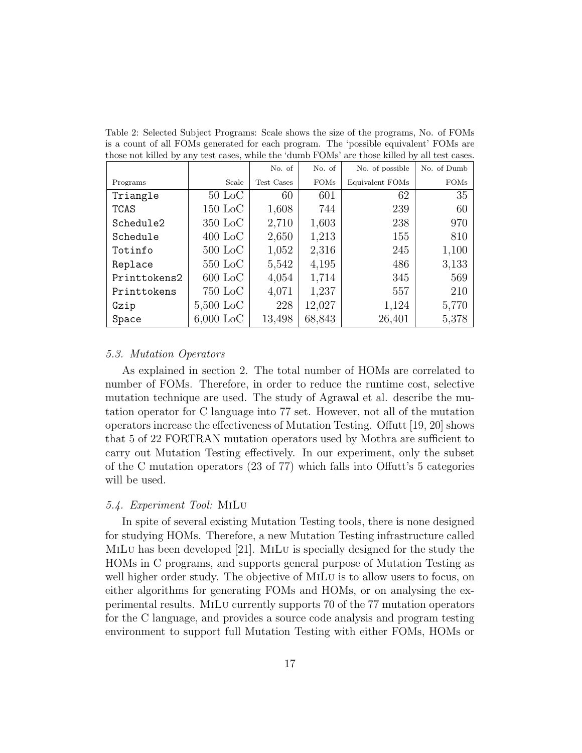Table 2: Selected Subject Programs: Scale shows the size of the programs, No. of FOMs is a count of all FOMs generated for each program. The 'possible equivalent' FOMs are those not killed by any test cases, while the 'dumb FOMs' are those killed by all test cases.

| Programs | Scale | No. of Test Cases | No. of FOMs | No. of possible Equivalent FOMs | No. of Dumb FOMs |
|---|---|---|---|---|---|
| Triangle | 50 LoC | 60 | 601 | 62 | 35 |
| TCAS | 150 LoC | 1,608 | 744 | 239 | 60 |
| Schedule2 | 350 LoC | 2,710 | 1,603 | 238 | 970 |
| Schedule | 400 LoC | 2,650 | 1,213 | 155 | 810 |
| Totinfo | 500 LoC | 1,052 | 2,316 | 245 | 1,100 |
| Replace | 550 LoC | 5,542 | 4,195 | 486 | 3,133 |
| Printtokens2 | 600 LoC | 4,054 | 1,714 | 345 | 569 |
| Printtokens | 750 LoC | 4,071 | 1,237 | 557 | 210 |
| Gzip | 5,500 LoC | 228 | 12,027 | 1,124 | 5,770 |
| Space | 6,000 LoC | 13,498 | 68,843 | 26,401 | 5,378 |

### *5.3. Mutation Operators*

As explained in section 2. The total number of HOMs are correlated to number of FOMs. Therefore, in order to reduce the runtime cost, selective mutation technique are used. The study of Agrawal et al. describe the mutation operator for C language into 77 set. However, not all of the mutation operators increase the effectiveness of Mutation Testing. Offutt [19, 20] shows that 5 of 22 FORTRAN mutation operators used by Mothra are sufficient to carry out Mutation Testing effectively. In our experiment, only the subset of the C mutation operators (23 of 77) which falls into Offutt's 5 categories will be used.

### *5.4. Experiment Tool:* MiLu

In spite of several existing Mutation Testing tools, there is none designed for studying HOMs. Therefore, a new Mutation Testing infrastructure called MiLu has been developed [21]. MiLu is specially designed for the study the HOMs in C programs, and supports general purpose of Mutation Testing as well higher order study. The objective of MiLu is to allow users to focus, on either algorithms for generating FOMs and HOMs, or on analysing the experimental results. MiLu currently supports 70 of the 77 mutation operators for the C language, and provides a source code analysis and program testing environment to support full Mutation Testing with either FOMs, HOMs or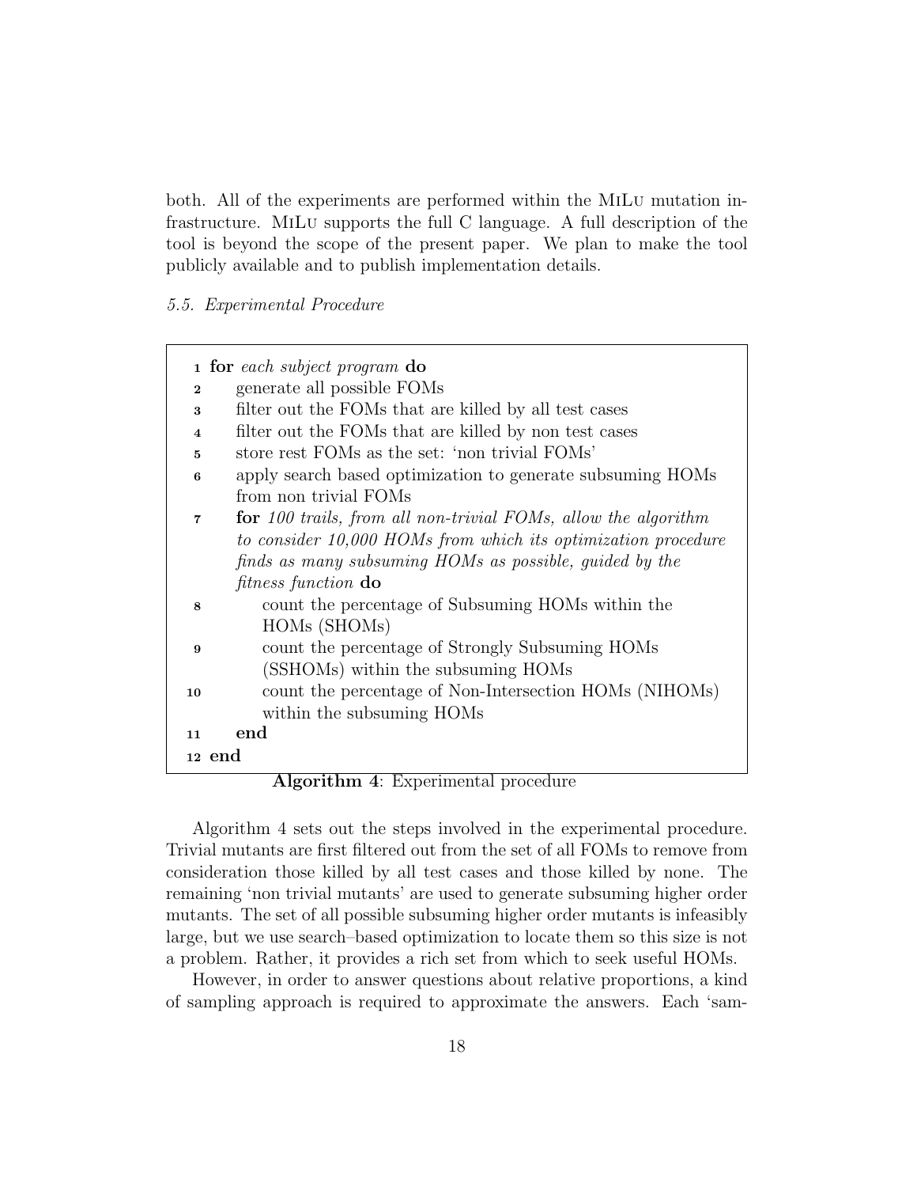both. All of the experiments are performed within the MiLu mutation infrastructure. MiLu supports the full C language. A full description of the tool is beyond the scope of the present paper. We plan to make the tool publicly available and to publish implementation details.

*5.5. Experimental Procedure*

```
1  for each subject program do
2      generate all possible FOMs
3      filter out the FOMs that are killed by all test cases
4      filter out the FOMs that are killed by non test cases
5      store rest FOMs as the set: 'non trivial FOMs'
6      apply search based optimization to generate subsuming HOMs
       from non trivial FOMs
7      for 100 trails, from all non-trivial FOMs, allow the algorithm
       to consider 10,000 HOMs from which its optimization procedure
       finds as many subsuming HOMs as possible, guided by the
       fitness function do
8          count the percentage of Subsuming HOMs within the
           HOMs (SHOMs)
9          count the percentage of Strongly Subsuming HOMs
           (SSHOMs) within the subsuming HOMs
10         count the percentage of Non-Intersection HOMs (NIHOMs)
           within the subsuming HOMs
11     end
12 end
```

**Algorithm 4**: Experimental procedure

Algorithm 4 sets out the steps involved in the experimental procedure. Trivial mutants are first filtered out from the set of all FOMs to remove from consideration those killed by all test cases and those killed by none. The remaining 'non trivial mutants' are used to generate subsuming higher order mutants. The set of all possible subsuming higher order mutants is infeasibly large, but we use search–based optimization to locate them so this size is not a problem. Rather, it provides a rich set from which to seek useful HOMs.

However, in order to answer questions about relative proportions, a kind of sampling approach is required to approximate the answers. Each 'sam-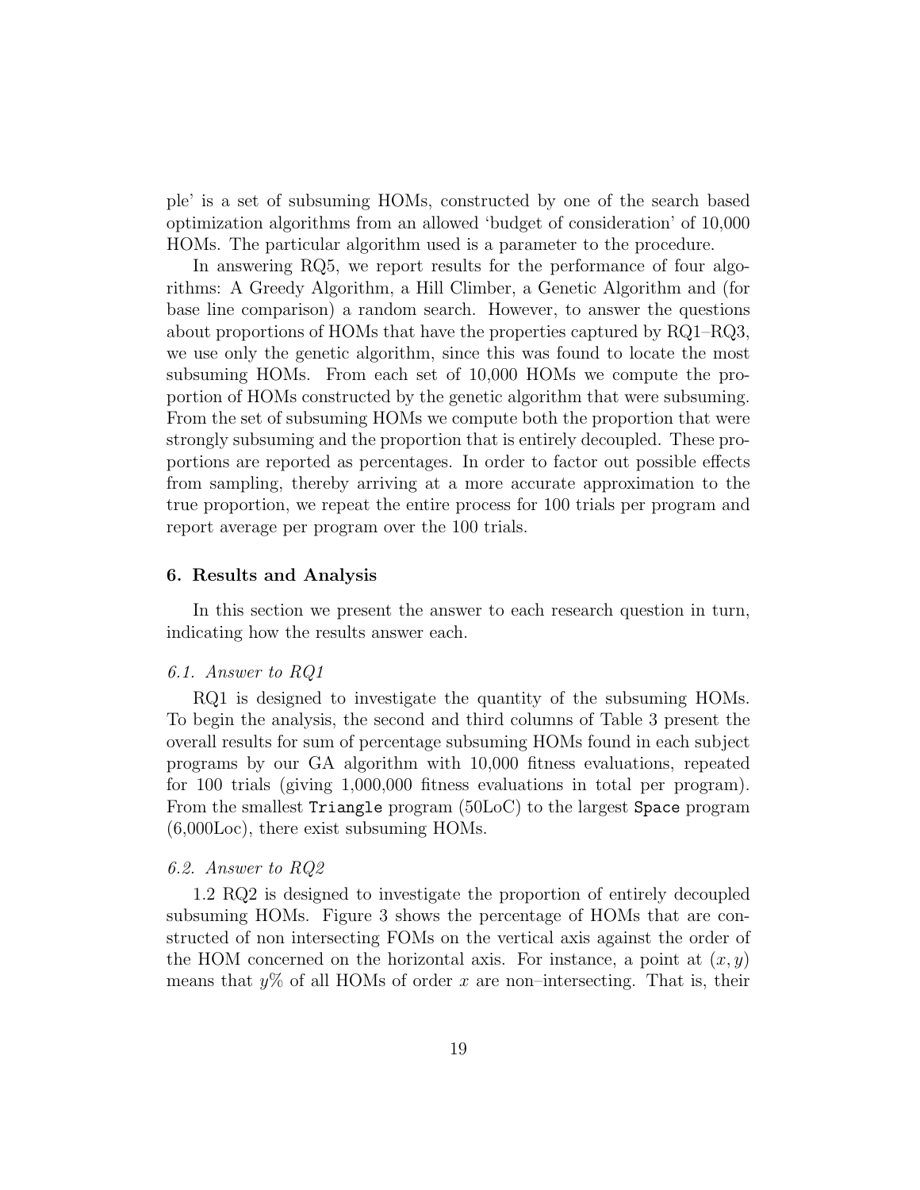ple' is a set of subsuming HOMs, constructed by one of the search based optimization algorithms from an allowed 'budget of consideration' of 10,000 HOMs. The particular algorithm used is a parameter to the procedure.

In answering RQ5, we report results for the performance of four algorithms: A Greedy Algorithm, a Hill Climber, a Genetic Algorithm and (for base line comparison) a random search. However, to answer the questions about proportions of HOMs that have the properties captured by RQ1–RQ3, we use only the genetic algorithm, since this was found to locate the most subsuming HOMs. From each set of 10,000 HOMs we compute the proportion of HOMs constructed by the genetic algorithm that were subsuming. From the set of subsuming HOMs we compute both the proportion that were strongly subsuming and the proportion that is entirely decoupled. These proportions are reported as percentages. In order to factor out possible effects from sampling, thereby arriving at a more accurate approximation to the true proportion, we repeat the entire process for 100 trials per program and report average per program over the 100 trials.

## 6. Results and Analysis

In this section we present the answer to each research question in turn, indicating how the results answer each.

### *6.1. Answer to RQ1*

RQ1 is designed to investigate the quantity of the subsuming HOMs. To begin the analysis, the second and third columns of Table 3 present the overall results for sum of percentage subsuming HOMs found in each subject programs by our GA algorithm with 10,000 fitness evaluations, repeated for 100 trials (giving 1,000,000 fitness evaluations in total per program). From the smallest `Triangle` program (50LoC) to the largest `Space` program (6,000Loc), there exist subsuming HOMs.

### *6.2. Answer to RQ2*

1.2 RQ2 is designed to investigate the proportion of entirely decoupled subsuming HOMs. Figure 3 shows the percentage of HOMs that are constructed of non intersecting FOMs on the vertical axis against the order of the HOM concerned on the horizontal axis. For instance, a point at $(x, y)$ means that $y$% of all HOMs of order $x$ are non–intersecting. That is, their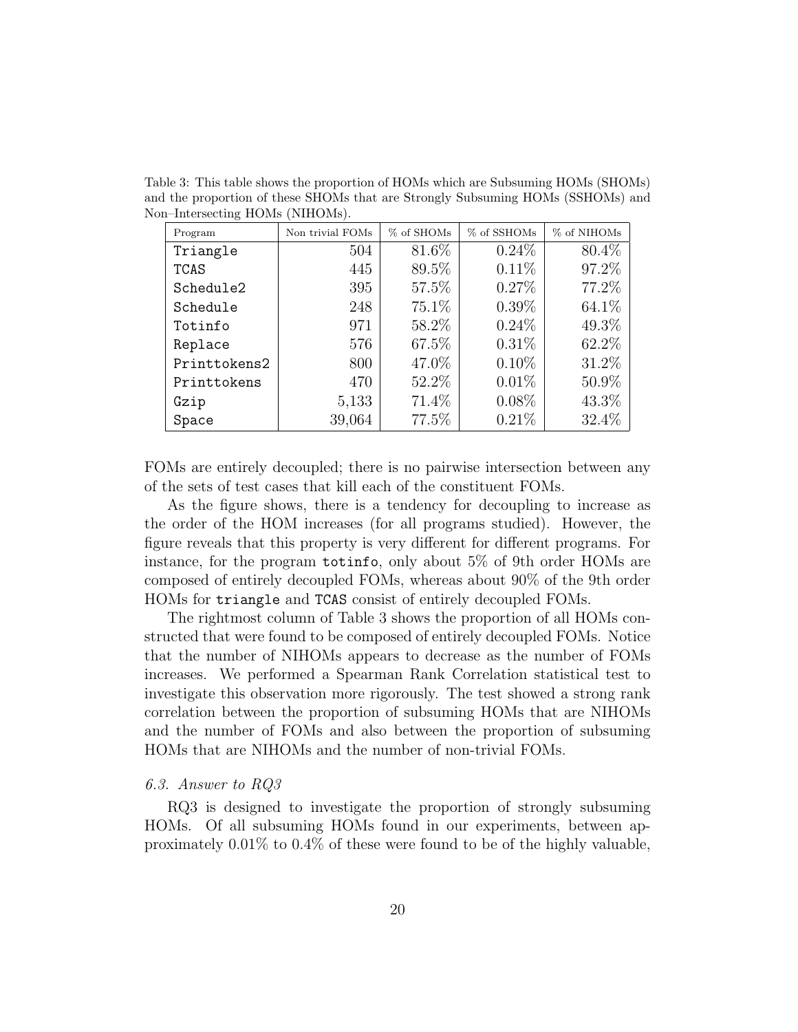Table 3: This table shows the proportion of HOMs which are Subsuming HOMs (SHOMs) and the proportion of these SHOMs that are Strongly Subsuming HOMs (SSHOMs) and Non–Intersecting HOMs (NIHOMs).

| Program | Non trivial FOMs | % of SHOMs | % of SSHOMs | % of NIHOMs |
|---|---|---|---|---|
| `Triangle` | 504 | 81.6% | 0.24% | 80.4% |
| `TCAS` | 445 | 89.5% | 0.11% | 97.2% |
| `Schedule2` | 395 | 57.5% | 0.27% | 77.2% |
| `Schedule` | 248 | 75.1% | 0.39% | 64.1% |
| `Totinfo` | 971 | 58.2% | 0.24% | 49.3% |
| `Replace` | 576 | 67.5% | 0.31% | 62.2% |
| `Printtokens2` | 800 | 47.0% | 0.10% | 31.2% |
| `Printtokens` | 470 | 52.2% | 0.01% | 50.9% |
| `Gzip` | 5,133 | 71.4% | 0.08% | 43.3% |
| `Space` | 39,064 | 77.5% | 0.21% | 32.4% |

FOMs are entirely decoupled; there is no pairwise intersection between any of the sets of test cases that kill each of the constituent FOMs.

As the figure shows, there is a tendency for decoupling to increase as the order of the HOM increases (for all programs studied). However, the figure reveals that this property is very different for different programs. For instance, for the program `totinfo`, only about 5% of 9th order HOMs are composed of entirely decoupled FOMs, whereas about 90% of the 9th order HOMs for `triangle` and `TCAS` consist of entirely decoupled FOMs.

The rightmost column of Table 3 shows the proportion of all HOMs constructed that were found to be composed of entirely decoupled FOMs. Notice that the number of NIHOMs appears to decrease as the number of FOMs increases. We performed a Spearman Rank Correlation statistical test to investigate this observation more rigorously. The test showed a strong rank correlation between the proportion of subsuming HOMs that are NIHOMs and the number of FOMs and also between the proportion of subsuming HOMs that are NIHOMs and the number of non-trivial FOMs.

### *6.3. Answer to RQ3*

RQ3 is designed to investigate the proportion of strongly subsuming HOMs. Of all subsuming HOMs found in our experiments, between approximately 0.01% to 0.4% of these were found to be of the highly valuable,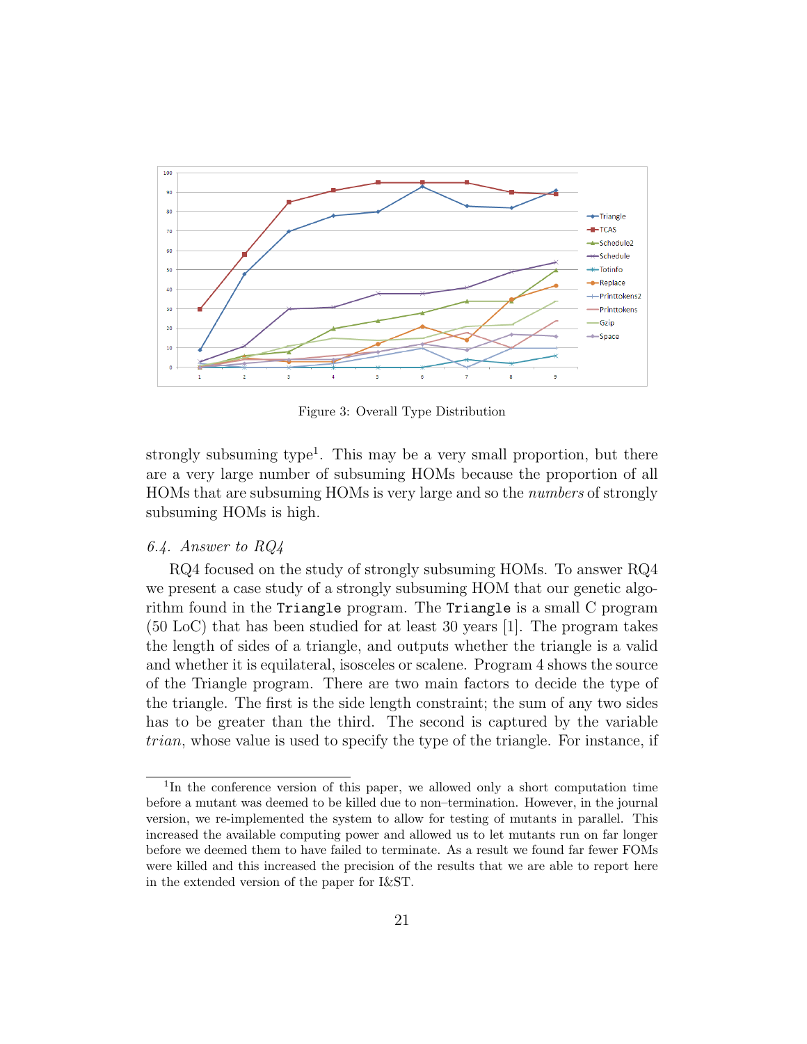Figure 3: Overall Type Distribution

strongly subsuming type[1]. This may be a very small proportion, but there are a very large number of subsuming HOMs because the proportion of all HOMs that are subsuming HOMs is very large and so the *numbers* of strongly subsuming HOMs is high.

### 6.4. Answer to RQ4

RQ4 focused on the study of strongly subsuming HOMs. To answer RQ4 we present a case study of a strongly subsuming HOM that our genetic algorithm found in the `Triangle` program. The `Triangle` is a small C program (50 LoC) that has been studied for at least 30 years [1]. The program takes the length of sides of a triangle, and outputs whether the triangle is a valid and whether it is equilateral, isosceles or scalene. Program 4 shows the source of the Triangle program. There are two main factors to decide the type of the triangle. The first is the side length constraint; the sum of any two sides has to be greater than the third. The second is captured by the variable *trian*, whose value is used to specify the type of the triangle. For instance, if

---

[1] In the conference version of this paper, we allowed only a short computation time before a mutant was deemed to be killed due to non–termination. However, in the journal version, we re-implemented the system to allow for testing of mutants in parallel. This increased the available computing power and allowed us to let mutants run on far longer before we deemed them to have failed to terminate. As a result we found far fewer FOMs were killed and this increased the precision of the results that we are able to report here in the extended version of the paper for I&ST.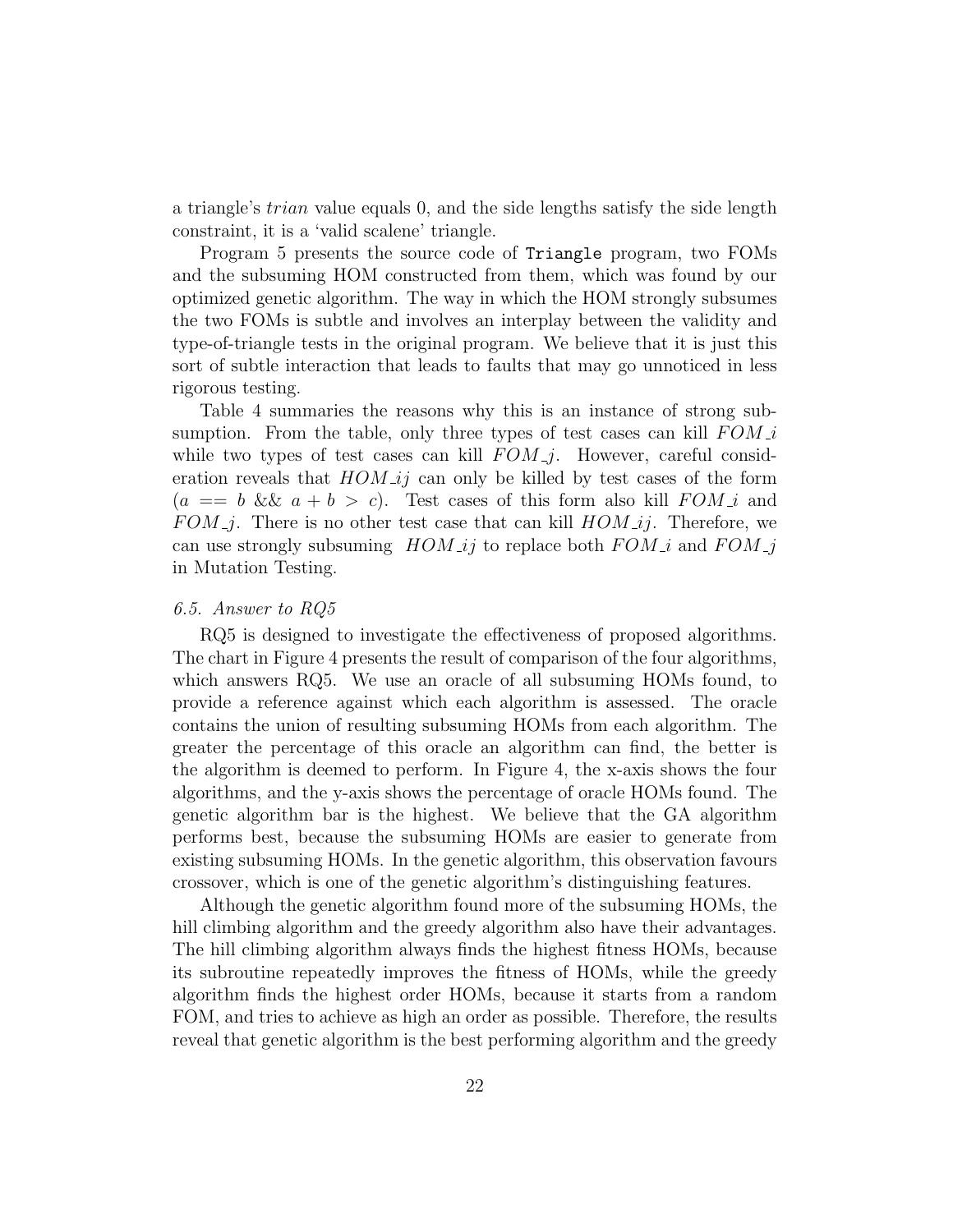a triangle's *trian* value equals 0, and the side lengths satisfy the side length constraint, it is a 'valid scalene' triangle.

Program 5 presents the source code of `Triangle` program, two FOMs and the subsuming HOM constructed from them, which was found by our optimized genetic algorithm. The way in which the HOM strongly subsumes the two FOMs is subtle and involves an interplay between the validity and type-of-triangle tests in the original program. We believe that it is just this sort of subtle interaction that leads to faults that may go unnoticed in less rigorous testing.

Table 4 summaries the reasons why this is an instance of strong subsumption. From the table, only three types of test cases can kill $FOM\_i$ while two types of test cases can kill $FOM\_j$. However, careful consideration reveals that $HOM\_ij$ can only be killed by test cases of the form $(a == b \ \&\& \ a + b > c)$. Test cases of this form also kill $FOM\_i$ and $FOM\_j$. There is no other test case that can kill $HOM\_ij$. Therefore, we can use strongly subsuming $HOM\_ij$ to replace both $FOM\_i$ and $FOM\_j$ in Mutation Testing.

### *6.5. Answer to RQ5*

RQ5 is designed to investigate the effectiveness of proposed algorithms. The chart in Figure 4 presents the result of comparison of the four algorithms, which answers RQ5. We use an oracle of all subsuming HOMs found, to provide a reference against which each algorithm is assessed. The oracle contains the union of resulting subsuming HOMs from each algorithm. The greater the percentage of this oracle an algorithm can find, the better is the algorithm is deemed to perform. In Figure 4, the x-axis shows the four algorithms, and the y-axis shows the percentage of oracle HOMs found. The genetic algorithm bar is the highest. We believe that the GA algorithm performs best, because the subsuming HOMs are easier to generate from existing subsuming HOMs. In the genetic algorithm, this observation favours crossover, which is one of the genetic algorithm's distinguishing features.

Although the genetic algorithm found more of the subsuming HOMs, the hill climbing algorithm and the greedy algorithm also have their advantages. The hill climbing algorithm always finds the highest fitness HOMs, because its subroutine repeatedly improves the fitness of HOMs, while the greedy algorithm finds the highest order HOMs, because it starts from a random FOM, and tries to achieve as high an order as possible. Therefore, the results reveal that genetic algorithm is the best performing algorithm and the greedy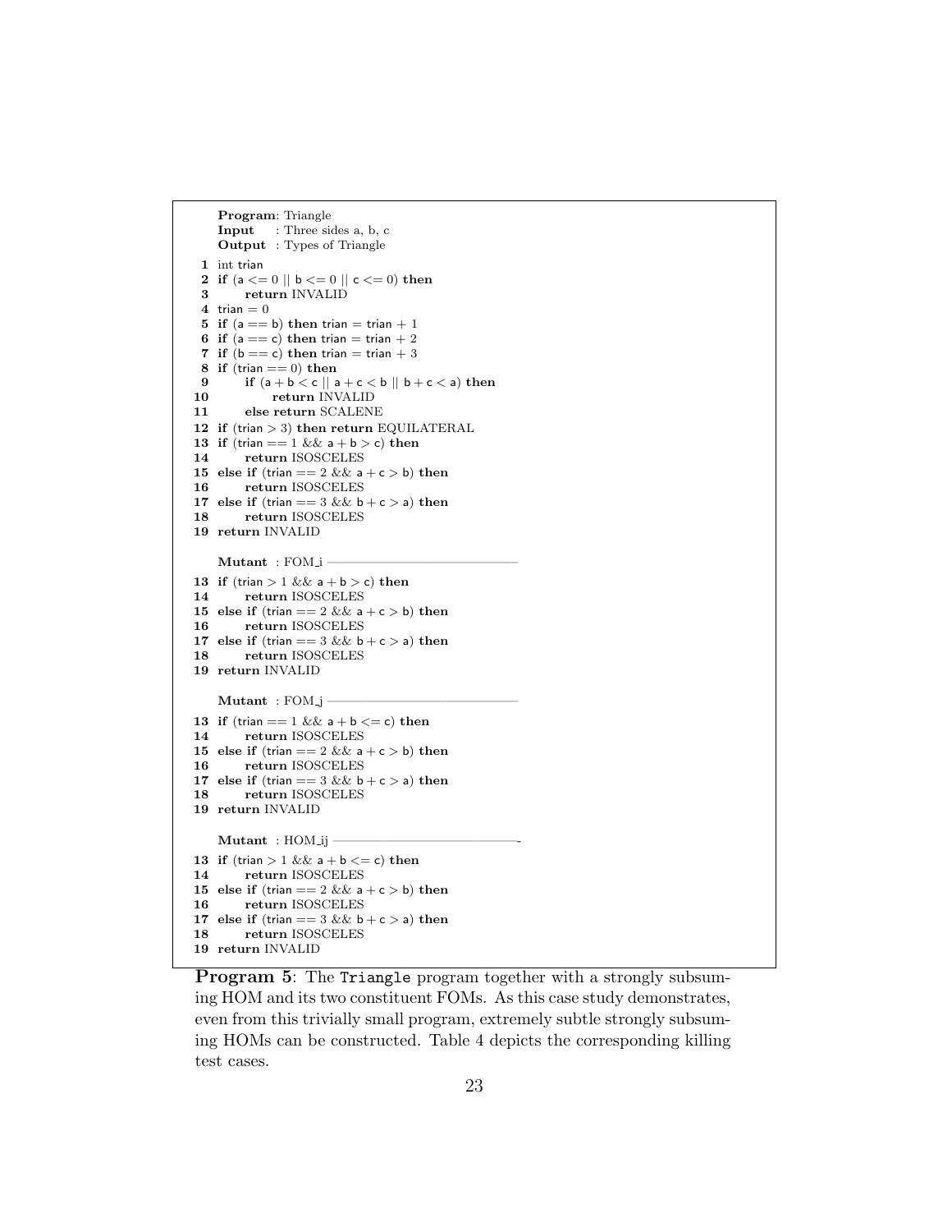```
Program: Triangle
Input    : Three sides a, b, c
Output  : Types of Triangle

1  int trian
2  if (a <= 0 || b <= 0 || c <= 0) then
3      return INVALID
4  trian = 0
5  if (a == b) then trian = trian + 1
6  if (a == c) then trian = trian + 2
7  if (b == c) then trian = trian + 3
8  if (trian == 0) then
9      if (a + b < c || a + c < b || b + c < a) then
10         return INVALID
11     else return SCALENE
12 if (trian > 3) then return EQUILATERAL
13 if (trian == 1 && a + b > c) then
14     return ISOSCELES
15 else if (trian == 2 && a + c > b) then
16     return ISOSCELES
17 else if (trian == 3 && b + c > a) then
18     return ISOSCELES
19 return INVALID

Mutant : FOM_i ------------------------------
13 if (trian > 1 && a + b > c) then
14     return ISOSCELES
15 else if (trian == 2 && a + c > b) then
16     return ISOSCELES
17 else if (trian == 3 && b + c > a) then
18     return ISOSCELES
19 return INVALID

Mutant : FOM_j ------------------------------
13 if (trian == 1 && a + b <= c) then
14     return ISOSCELES
15 else if (trian == 2 && a + c > b) then
16     return ISOSCELES
17 else if (trian == 3 && b + c > a) then
18     return ISOSCELES
19 return INVALID

Mutant : HOM_ij ------------------------------
13 if (trian > 1 && a + b <= c) then
14     return ISOSCELES
15 else if (trian == 2 && a + c > b) then
16     return ISOSCELES
17 else if (trian == 3 && b + c > a) then
18     return ISOSCELES
19 return INVALID
```

**Program 5**: The `Triangle` program together with a strongly subsuming HOM and its two constituent FOMs. As this case study demonstrates, even from this trivially small program, extremely subtle strongly subsuming HOMs can be constructed. Table 4 depicts the corresponding killing test cases.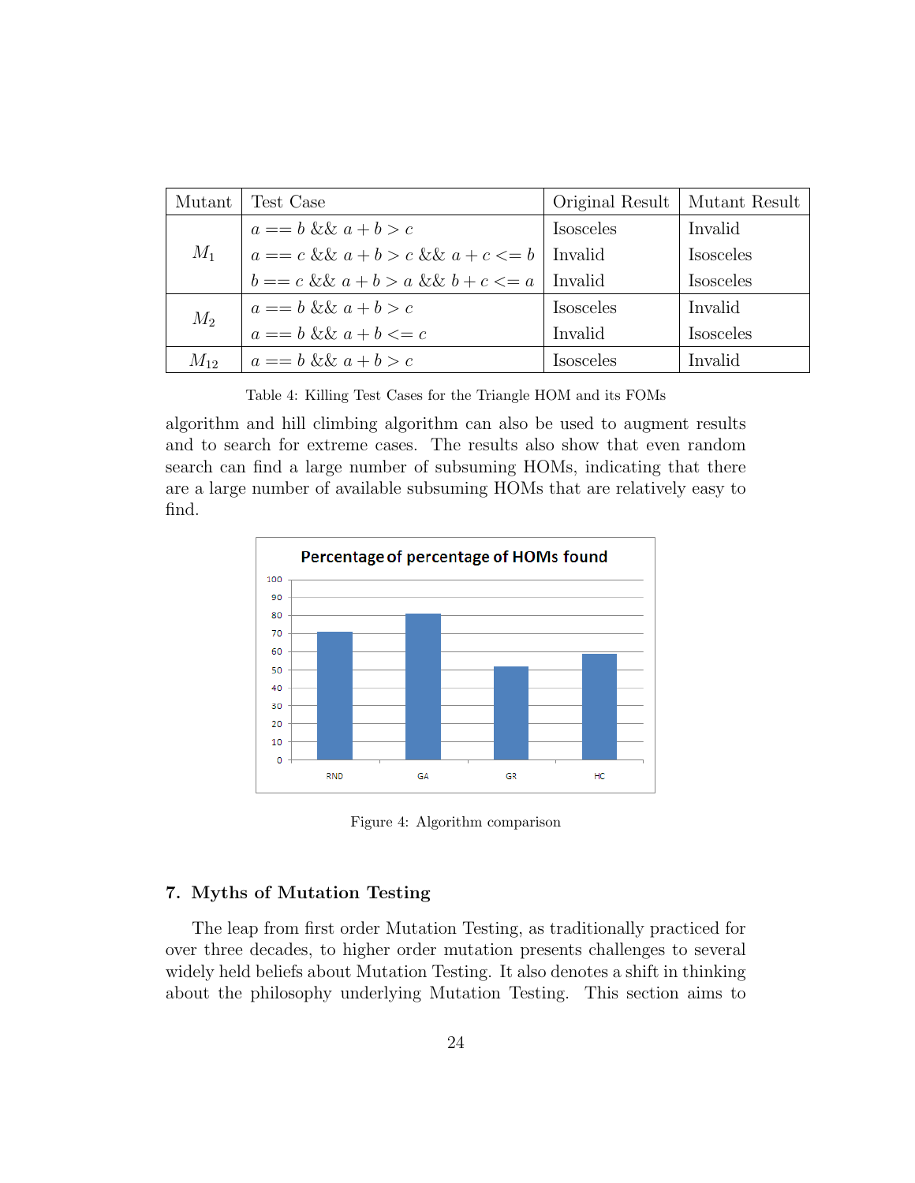| Mutant | Test Case | Original Result | Mutant Result |
|---|---|---|---|
| $M_1$ | $a == b$ && $a + b > c$ | Isosceles | Invalid |
| | $a == c$ && $a + b > c$ && $a + c <= b$ | Invalid | Isosceles |
| | $b == c$ && $a + b > a$ && $b + c <= a$ | Invalid | Isosceles |
| $M_2$ | $a == b$ && $a + b > c$ | Isosceles | Invalid |
| | $a == b$ && $a + b <= c$ | Invalid | Isosceles |
| $M_{12}$ | $a == b$ && $a + b > c$ | Isosceles | Invalid |

Table 4: Killing Test Cases for the Triangle HOM and its FOMs

algorithm and hill climbing algorithm can also be used to augment results and to search for extreme cases. The results also show that even random search can find a large number of subsuming HOMs, indicating that there are a large number of available subsuming HOMs that are relatively easy to find.

Figure 4: Algorithm comparison

## 7. Myths of Mutation Testing

The leap from first order Mutation Testing, as traditionally practiced for over three decades, to higher order mutation presents challenges to several widely held beliefs about Mutation Testing. It also denotes a shift in thinking about the philosophy underlying Mutation Testing. This section aims to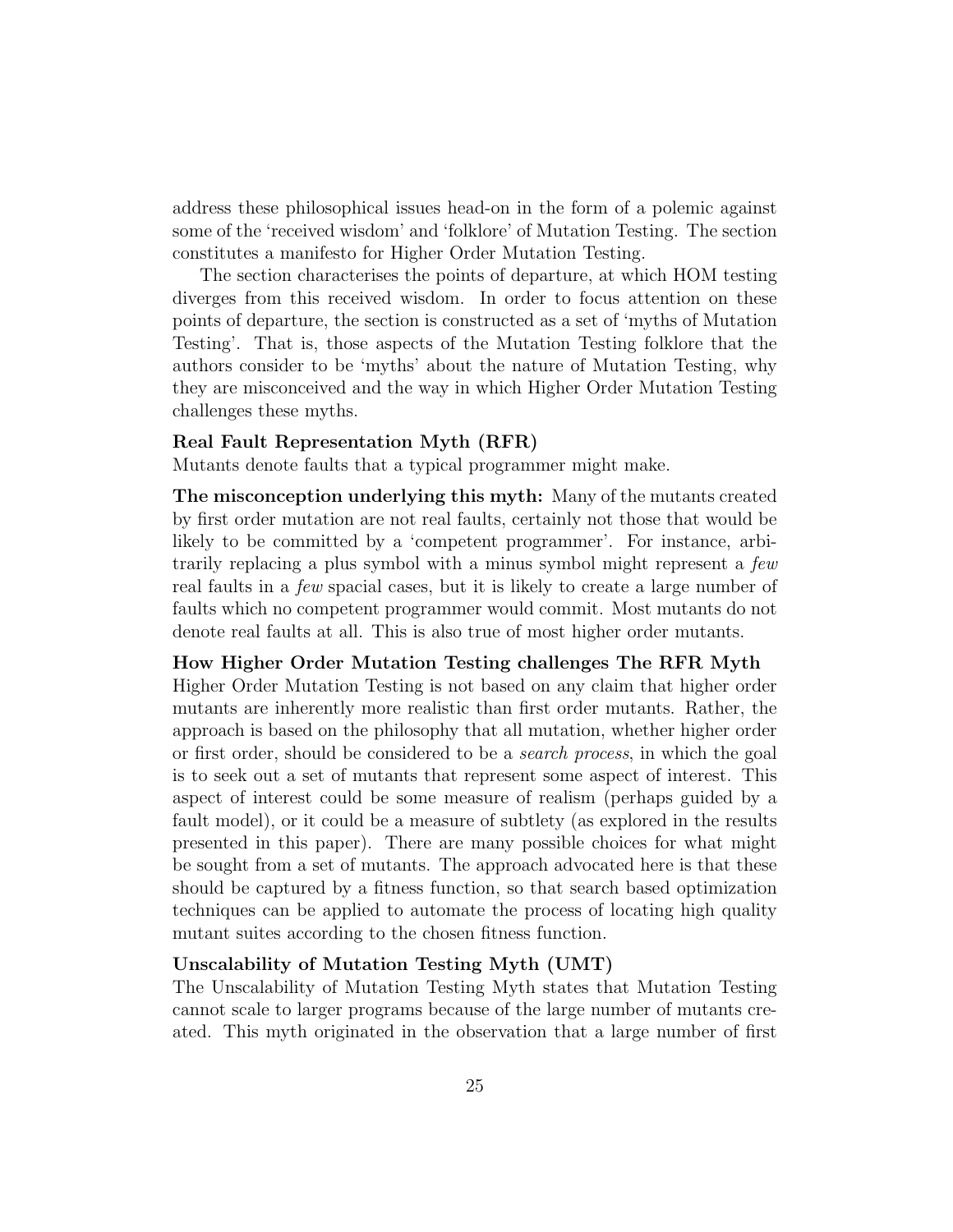address these philosophical issues head-on in the form of a polemic against some of the 'received wisdom' and 'folklore' of Mutation Testing. The section constitutes a manifesto for Higher Order Mutation Testing.

The section characterises the points of departure, at which HOM testing diverges from this received wisdom. In order to focus attention on these points of departure, the section is constructed as a set of 'myths of Mutation Testing'. That is, those aspects of the Mutation Testing folklore that the authors consider to be 'myths' about the nature of Mutation Testing, why they are misconceived and the way in which Higher Order Mutation Testing challenges these myths.

**Real Fault Representation Myth (RFR)**
Mutants denote faults that a typical programmer might make.

**The misconception underlying this myth:** Many of the mutants created by first order mutation are not real faults, certainly not those that would be likely to be committed by a 'competent programmer'. For instance, arbitrarily replacing a plus symbol with a minus symbol might represent a *few* real faults in a *few* spacial cases, but it is likely to create a large number of faults which no competent programmer would commit. Most mutants do not denote real faults at all. This is also true of most higher order mutants.

**How Higher Order Mutation Testing challenges The RFR Myth**
Higher Order Mutation Testing is not based on any claim that higher order mutants are inherently more realistic than first order mutants. Rather, the approach is based on the philosophy that all mutation, whether higher order or first order, should be considered to be a *search process*, in which the goal is to seek out a set of mutants that represent some aspect of interest. This aspect of interest could be some measure of realism (perhaps guided by a fault model), or it could be a measure of subtlety (as explored in the results presented in this paper). There are many possible choices for what might be sought from a set of mutants. The approach advocated here is that these should be captured by a fitness function, so that search based optimization techniques can be applied to automate the process of locating high quality mutant suites according to the chosen fitness function.

**Unscalability of Mutation Testing Myth (UMT)**
The Unscalability of Mutation Testing Myth states that Mutation Testing cannot scale to larger programs because of the large number of mutants created. This myth originated in the observation that a large number of first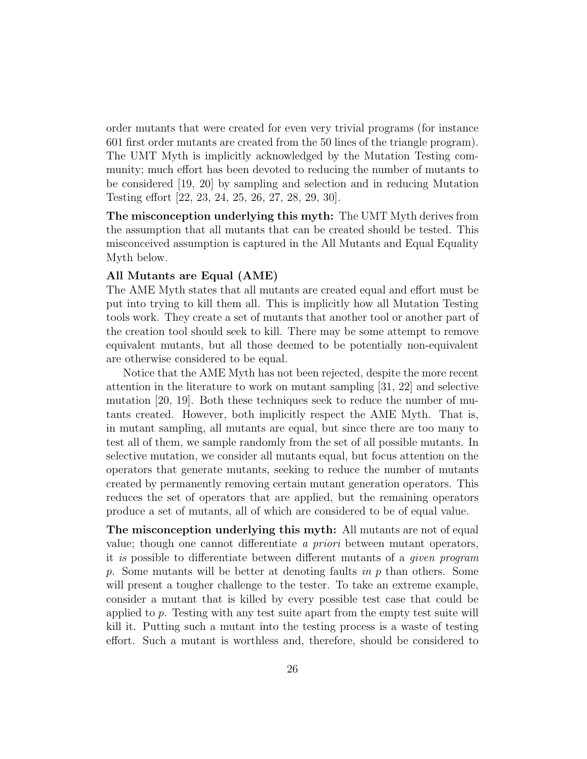order mutants that were created for even very trivial programs (for instance 601 first order mutants are created from the 50 lines of the triangle program). The UMT Myth is implicitly acknowledged by the Mutation Testing community; much effort has been devoted to reducing the number of mutants to be considered [19, 20] by sampling and selection and in reducing Mutation Testing effort [22, 23, 24, 25, 26, 27, 28, 29, 30].

**The misconception underlying this myth:** The UMT Myth derives from the assumption that all mutants that can be created should be tested. This misconceived assumption is captured in the All Mutants and Equal Equality Myth below.

**All Mutants are Equal (AME)**
The AME Myth states that all mutants are created equal and effort must be put into trying to kill them all. This is implicitly how all Mutation Testing tools work. They create a set of mutants that another tool or another part of the creation tool should seek to kill. There may be some attempt to remove equivalent mutants, but all those deemed to be potentially non-equivalent are otherwise considered to be equal.

Notice that the AME Myth has not been rejected, despite the more recent attention in the literature to work on mutant sampling [31, 22] and selective mutation [20, 19]. Both these techniques seek to reduce the number of mutants created. However, both implicitly respect the AME Myth. That is, in mutant sampling, all mutants are equal, but since there are too many to test all of them, we sample randomly from the set of all possible mutants. In selective mutation, we consider all mutants equal, but focus attention on the operators that generate mutants, seeking to reduce the number of mutants created by permanently removing certain mutant generation operators. This reduces the set of operators that are applied, but the remaining operators produce a set of mutants, all of which are considered to be of equal value.

**The misconception underlying this myth:** All mutants are not of equal value; though one cannot differentiate *a priori* between mutant operators, it *is* possible to differentiate between different mutants of a *given program* $p$. Some mutants will be better at denoting faults *in* $p$ than others. Some will present a tougher challenge to the tester. To take an extreme example, consider a mutant that is killed by every possible test case that could be applied to $p$. Testing with any test suite apart from the empty test suite will kill it. Putting such a mutant into the testing process is a waste of testing effort. Such a mutant is worthless and, therefore, should be considered to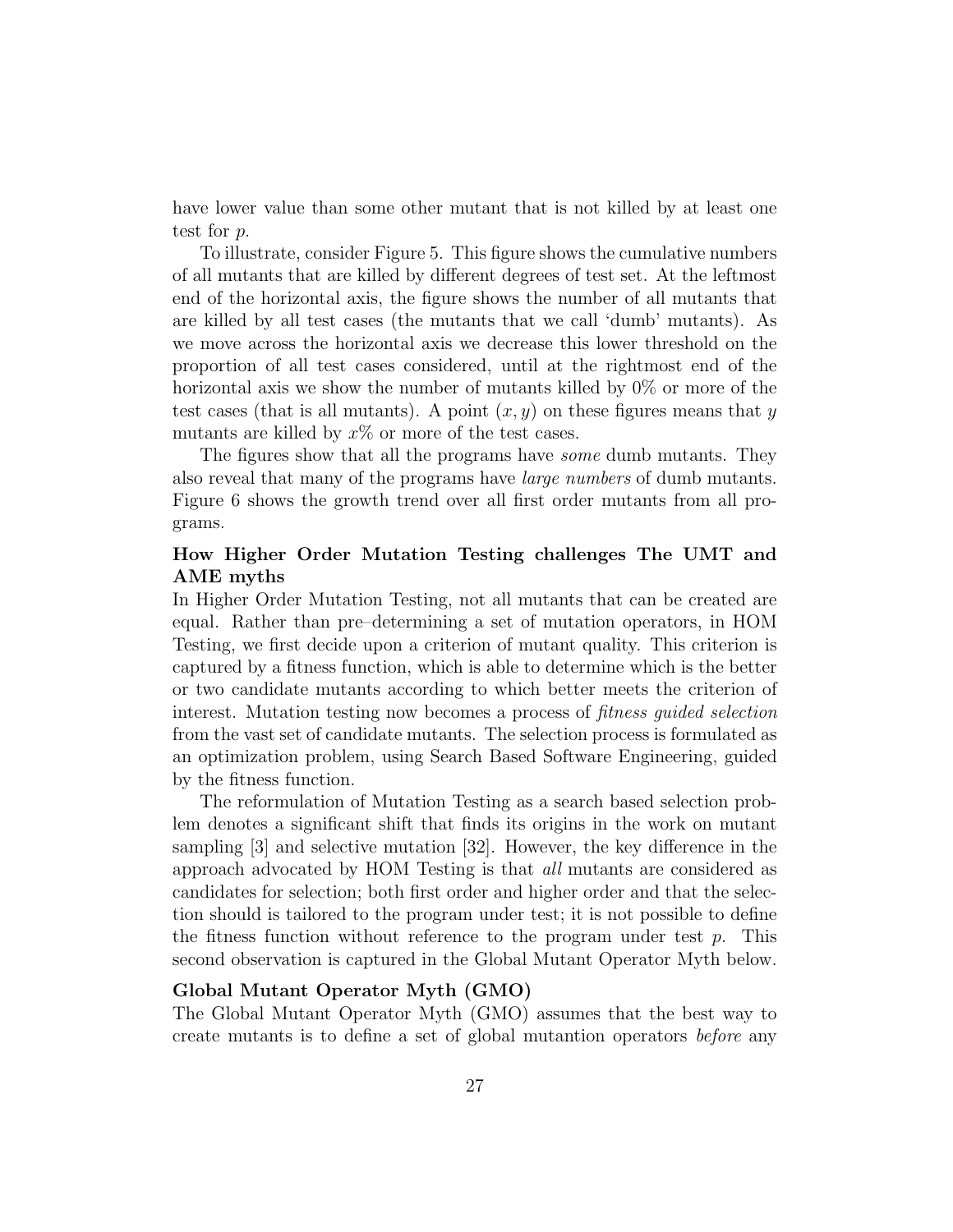have lower value than some other mutant that is not killed by at least one test for $p$.

To illustrate, consider Figure 5. This figure shows the cumulative numbers of all mutants that are killed by different degrees of test set. At the leftmost end of the horizontal axis, the figure shows the number of all mutants that are killed by all test cases (the mutants that we call 'dumb' mutants). As we move across the horizontal axis we decrease this lower threshold on the proportion of all test cases considered, until at the rightmost end of the horizontal axis we show the number of mutants killed by 0% or more of the test cases (that is all mutants). A point $(x, y)$ on these figures means that $y$ mutants are killed by $x$% or more of the test cases.

The figures show that all the programs have *some* dumb mutants. They also reveal that many of the programs have *large numbers* of dumb mutants. Figure 6 shows the growth trend over all first order mutants from all programs.

**How Higher Order Mutation Testing challenges The UMT and AME myths**

In Higher Order Mutation Testing, not all mutants that can be created are equal. Rather than pre–determining a set of mutation operators, in HOM Testing, we first decide upon a criterion of mutant quality. This criterion is captured by a fitness function, which is able to determine which is the better or two candidate mutants according to which better meets the criterion of interest. Mutation testing now becomes a process of *fitness guided selection* from the vast set of candidate mutants. The selection process is formulated as an optimization problem, using Search Based Software Engineering, guided by the fitness function.

The reformulation of Mutation Testing as a search based selection problem denotes a significant shift that finds its origins in the work on mutant sampling [3] and selective mutation [32]. However, the key difference in the approach advocated by HOM Testing is that *all* mutants are considered as candidates for selection; both first order and higher order and that the selection should is tailored to the program under test; it is not possible to define the fitness function without reference to the program under test $p$. This second observation is captured in the Global Mutant Operator Myth below.

**Global Mutant Operator Myth (GMO)**

The Global Mutant Operator Myth (GMO) assumes that the best way to create mutants is to define a set of global mutantion operators *before* any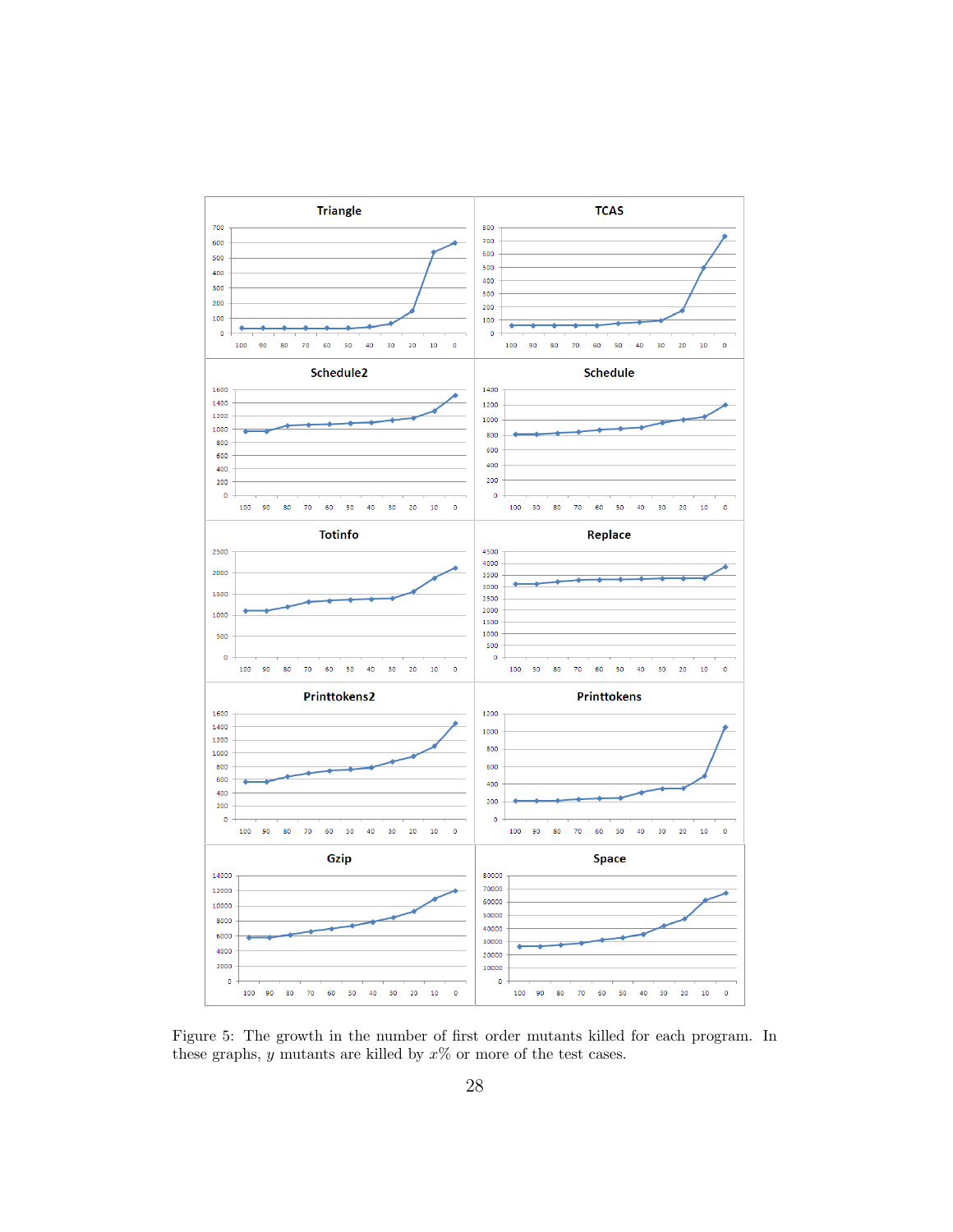Figure 5: The growth in the number of first order mutants killed for each program. In these graphs, $y$ mutants are killed by $x\%$ or more of the test cases.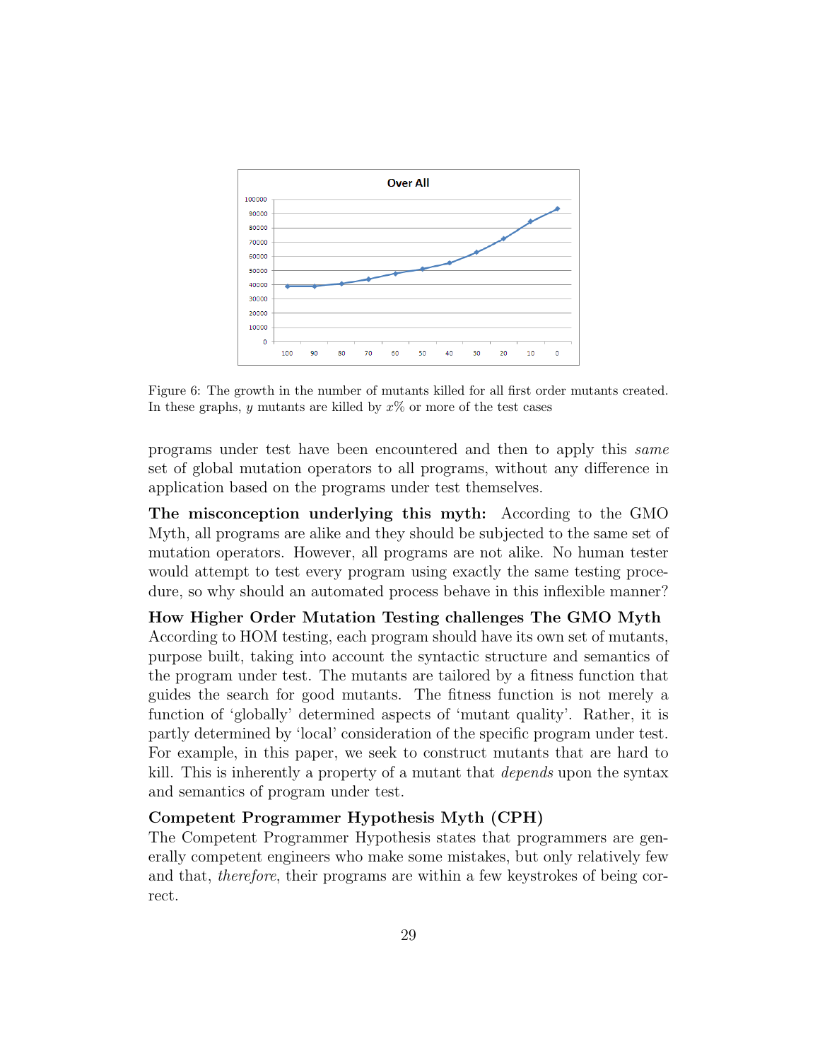Figure 6: The growth in the number of mutants killed for all first order mutants created. In these graphs, $y$ mutants are killed by $x\%$ or more of the test cases

programs under test have been encountered and then to apply this *same* set of global mutation operators to all programs, without any difference in application based on the programs under test themselves.

**The misconception underlying this myth:** According to the GMO Myth, all programs are alike and they should be subjected to the same set of mutation operators. However, all programs are not alike. No human tester would attempt to test every program using exactly the same testing procedure, so why should an automated process behave in this inflexible manner?

**How Higher Order Mutation Testing challenges The GMO Myth**
According to HOM testing, each program should have its own set of mutants, purpose built, taking into account the syntactic structure and semantics of the program under test. The mutants are tailored by a fitness function that guides the search for good mutants. The fitness function is not merely a function of 'globally' determined aspects of 'mutant quality'. Rather, it is partly determined by 'local' consideration of the specific program under test. For example, in this paper, we seek to construct mutants that are hard to kill. This is inherently a property of a mutant that *depends* upon the syntax and semantics of program under test.

**Competent Programmer Hypothesis Myth (CPH)**
The Competent Programmer Hypothesis states that programmers are generally competent engineers who make some mistakes, but only relatively few and that, *therefore*, their programs are within a few keystrokes of being correct.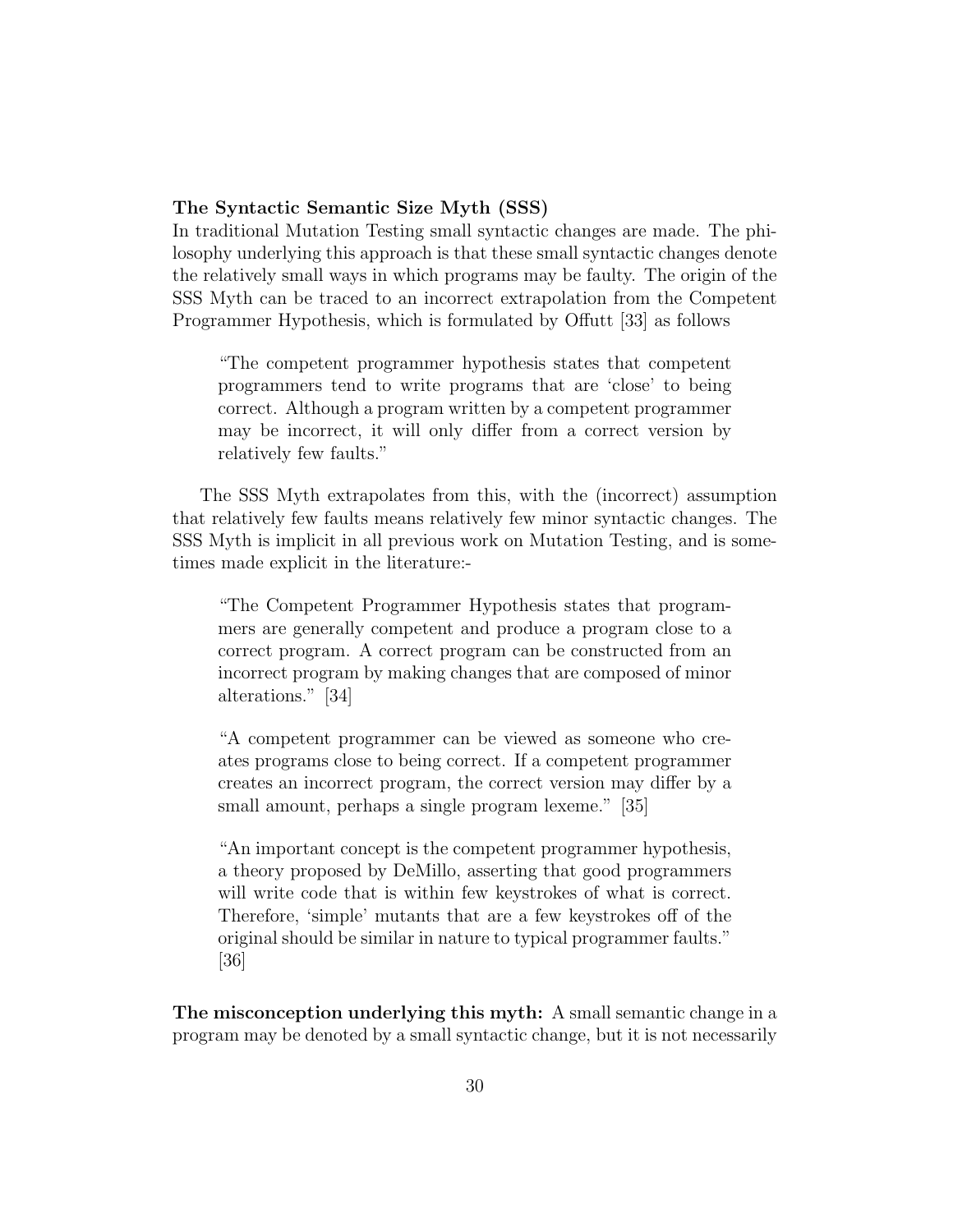**The Syntactic Semantic Size Myth (SSS)**

In traditional Mutation Testing small syntactic changes are made. The philosophy underlying this approach is that these small syntactic changes denote the relatively small ways in which programs may be faulty. The origin of the SSS Myth can be traced to an incorrect extrapolation from the Competent Programmer Hypothesis, which is formulated by Offutt [33] as follows

> "The competent programmer hypothesis states that competent programmers tend to write programs that are 'close' to being correct. Although a program written by a competent programmer may be incorrect, it will only differ from a correct version by relatively few faults."

The SSS Myth extrapolates from this, with the (incorrect) assumption that relatively few faults means relatively few minor syntactic changes. The SSS Myth is implicit in all previous work on Mutation Testing, and is sometimes made explicit in the literature:-

> "The Competent Programmer Hypothesis states that programmers are generally competent and produce a program close to a correct program. A correct program can be constructed from an incorrect program by making changes that are composed of minor alterations." [34]

> "A competent programmer can be viewed as someone who creates programs close to being correct. If a competent programmer creates an incorrect program, the correct version may differ by a small amount, perhaps a single program lexeme." [35]

> "An important concept is the competent programmer hypothesis, a theory proposed by DeMillo, asserting that good programmers will write code that is within few keystrokes of what is correct. Therefore, 'simple' mutants that are a few keystrokes off of the original should be similar in nature to typical programmer faults." [36]

**The misconception underlying this myth:** A small semantic change in a program may be denoted by a small syntactic change, but it is not necessarily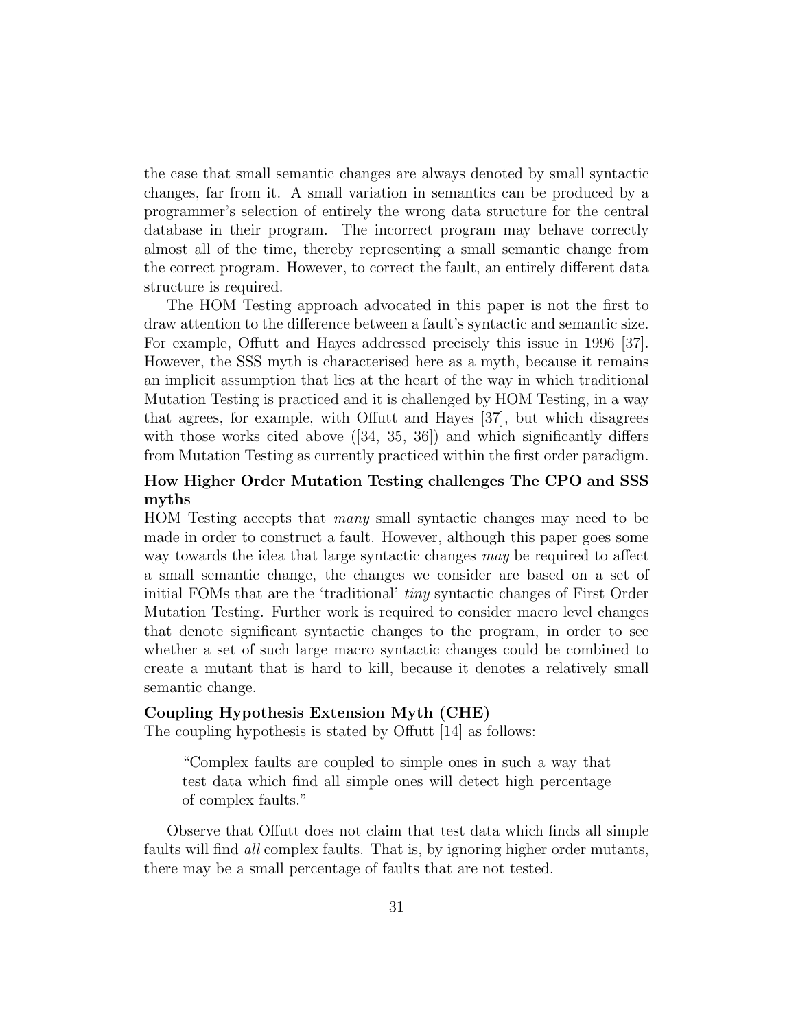the case that small semantic changes are always denoted by small syntactic changes, far from it. A small variation in semantics can be produced by a programmer's selection of entirely the wrong data structure for the central database in their program. The incorrect program may behave correctly almost all of the time, thereby representing a small semantic change from the correct program. However, to correct the fault, an entirely different data structure is required.

The HOM Testing approach advocated in this paper is not the first to draw attention to the difference between a fault's syntactic and semantic size. For example, Offutt and Hayes addressed precisely this issue in 1996 [37]. However, the SSS myth is characterised here as a myth, because it remains an implicit assumption that lies at the heart of the way in which traditional Mutation Testing is practiced and it is challenged by HOM Testing, in a way that agrees, for example, with Offutt and Hayes [37], but which disagrees with those works cited above ([34, 35, 36]) and which significantly differs from Mutation Testing as currently practiced within the first order paradigm.

**How Higher Order Mutation Testing challenges The CPO and SSS myths**

HOM Testing accepts that *many* small syntactic changes may need to be made in order to construct a fault. However, although this paper goes some way towards the idea that large syntactic changes *may* be required to affect a small semantic change, the changes we consider are based on a set of initial FOMs that are the 'traditional' *tiny* syntactic changes of First Order Mutation Testing. Further work is required to consider macro level changes that denote significant syntactic changes to the program, in order to see whether a set of such large macro syntactic changes could be combined to create a mutant that is hard to kill, because it denotes a relatively small semantic change.

**Coupling Hypothesis Extension Myth (CHE)**

The coupling hypothesis is stated by Offutt [14] as follows:

> "Complex faults are coupled to simple ones in such a way that test data which find all simple ones will detect high percentage of complex faults."

Observe that Offutt does not claim that test data which finds all simple faults will find *all* complex faults. That is, by ignoring higher order mutants, there may be a small percentage of faults that are not tested.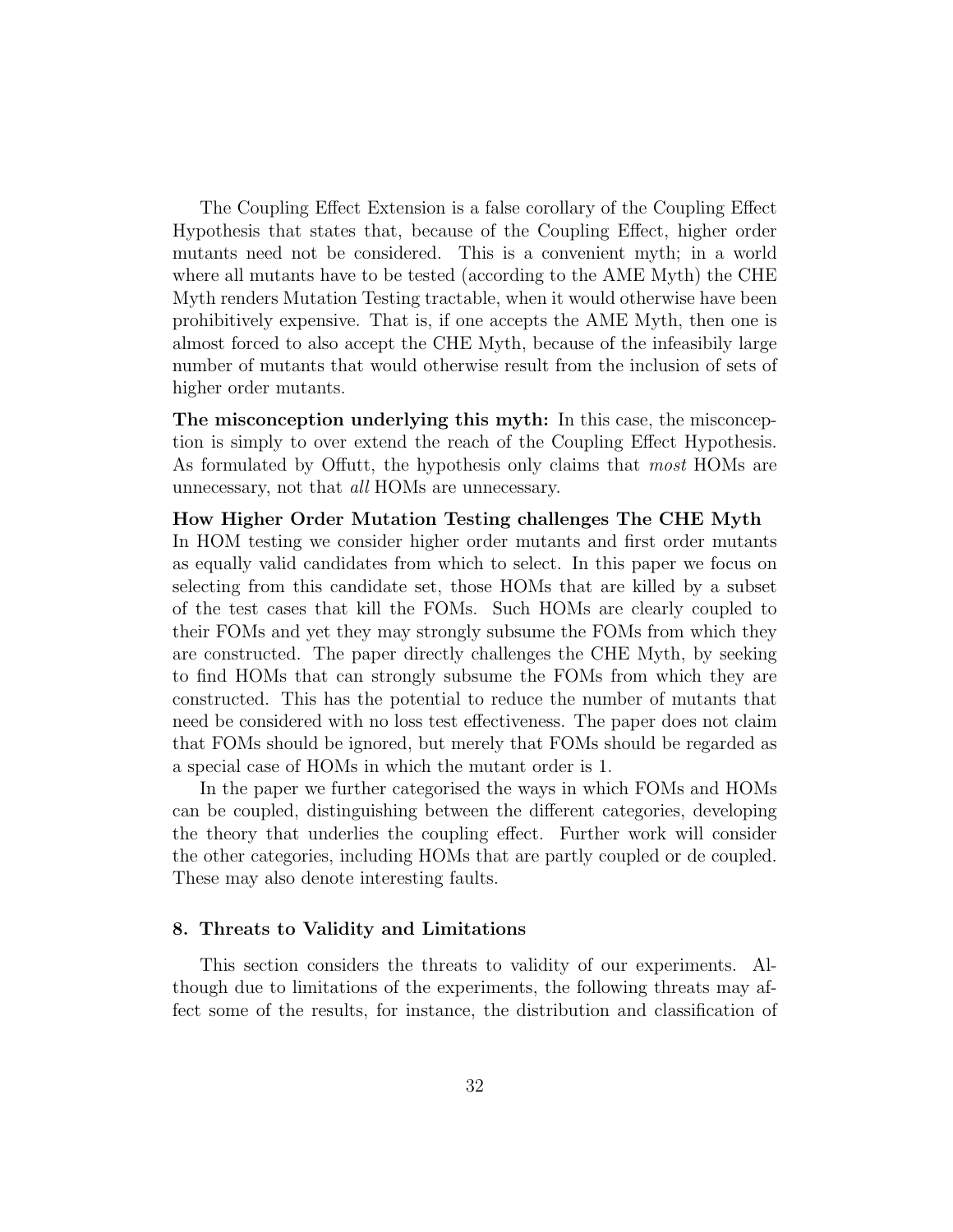The Coupling Effect Extension is a false corollary of the Coupling Effect Hypothesis that states that, because of the Coupling Effect, higher order mutants need not be considered. This is a convenient myth; in a world where all mutants have to be tested (according to the AME Myth) the CHE Myth renders Mutation Testing tractable, when it would otherwise have been prohibitively expensive. That is, if one accepts the AME Myth, then one is almost forced to also accept the CHE Myth, because of the infeasibily large number of mutants that would otherwise result from the inclusion of sets of higher order mutants.

**The misconception underlying this myth:** In this case, the misconception is simply to over extend the reach of the Coupling Effect Hypothesis. As formulated by Offutt, the hypothesis only claims that *most* HOMs are unnecessary, not that *all* HOMs are unnecessary.

**How Higher Order Mutation Testing challenges The CHE Myth**
In HOM testing we consider higher order mutants and first order mutants as equally valid candidates from which to select. In this paper we focus on selecting from this candidate set, those HOMs that are killed by a subset of the test cases that kill the FOMs. Such HOMs are clearly coupled to their FOMs and yet they may strongly subsume the FOMs from which they are constructed. The paper directly challenges the CHE Myth, by seeking to find HOMs that can strongly subsume the FOMs from which they are constructed. This has the potential to reduce the number of mutants that need be considered with no loss test effectiveness. The paper does not claim that FOMs should be ignored, but merely that FOMs should be regarded as a special case of HOMs in which the mutant order is 1.

In the paper we further categorised the ways in which FOMs and HOMs can be coupled, distinguishing between the different categories, developing the theory that underlies the coupling effect. Further work will consider the other categories, including HOMs that are partly coupled or de coupled. These may also denote interesting faults.

## 8. Threats to Validity and Limitations

This section considers the threats to validity of our experiments. Although due to limitations of the experiments, the following threats may affect some of the results, for instance, the distribution and classification of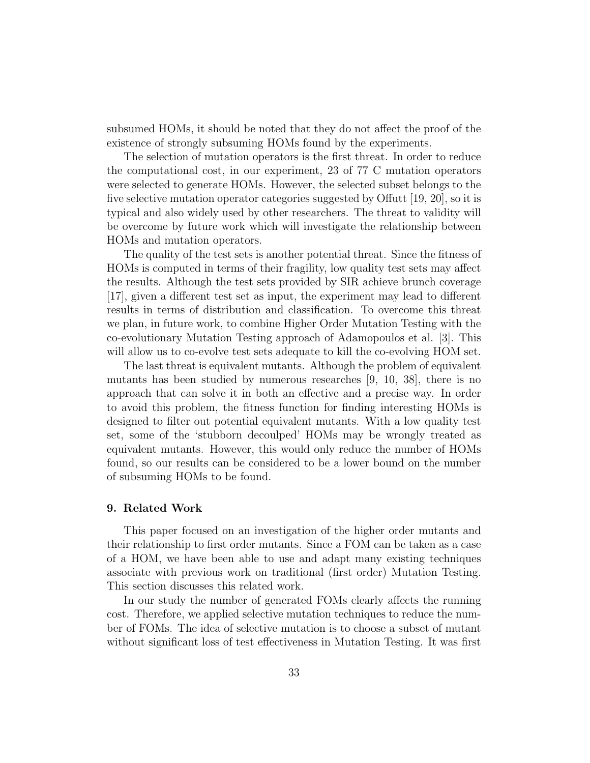subsumed HOMs, it should be noted that they do not affect the proof of the existence of strongly subsuming HOMs found by the experiments.

The selection of mutation operators is the first threat. In order to reduce the computational cost, in our experiment, 23 of 77 C mutation operators were selected to generate HOMs. However, the selected subset belongs to the five selective mutation operator categories suggested by Offutt [19, 20], so it is typical and also widely used by other researchers. The threat to validity will be overcome by future work which will investigate the relationship between HOMs and mutation operators.

The quality of the test sets is another potential threat. Since the fitness of HOMs is computed in terms of their fragility, low quality test sets may affect the results. Although the test sets provided by SIR achieve brunch coverage [17], given a different test set as input, the experiment may lead to different results in terms of distribution and classification. To overcome this threat we plan, in future work, to combine Higher Order Mutation Testing with the co-evolutionary Mutation Testing approach of Adamopoulos et al. [3]. This will allow us to co-evolve test sets adequate to kill the co-evolving HOM set.

The last threat is equivalent mutants. Although the problem of equivalent mutants has been studied by numerous researches [9, 10, 38], there is no approach that can solve it in both an effective and a precise way. In order to avoid this problem, the fitness function for finding interesting HOMs is designed to filter out potential equivalent mutants. With a low quality test set, some of the 'stubborn decoulped' HOMs may be wrongly treated as equivalent mutants. However, this would only reduce the number of HOMs found, so our results can be considered to be a lower bound on the number of subsuming HOMs to be found.

## 9. Related Work

This paper focused on an investigation of the higher order mutants and their relationship to first order mutants. Since a FOM can be taken as a case of a HOM, we have been able to use and adapt many existing techniques associate with previous work on traditional (first order) Mutation Testing. This section discusses this related work.

In our study the number of generated FOMs clearly affects the running cost. Therefore, we applied selective mutation techniques to reduce the number of FOMs. The idea of selective mutation is to choose a subset of mutant without significant loss of test effectiveness in Mutation Testing. It was first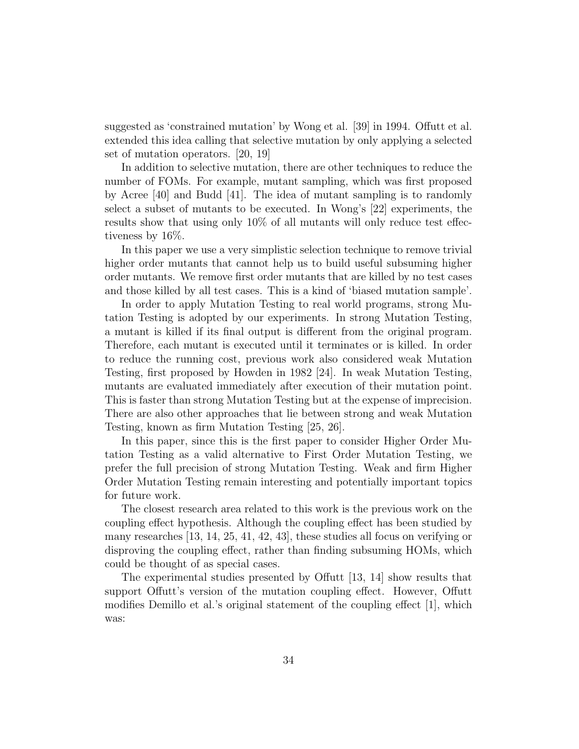suggested as 'constrained mutation' by Wong et al. [39] in 1994. Offutt et al. extended this idea calling that selective mutation by only applying a selected set of mutation operators. [20, 19]

In addition to selective mutation, there are other techniques to reduce the number of FOMs. For example, mutant sampling, which was first proposed by Acree [40] and Budd [41]. The idea of mutant sampling is to randomly select a subset of mutants to be executed. In Wong's [22] experiments, the results show that using only 10% of all mutants will only reduce test effectiveness by 16%.

In this paper we use a very simplistic selection technique to remove trivial higher order mutants that cannot help us to build useful subsuming higher order mutants. We remove first order mutants that are killed by no test cases and those killed by all test cases. This is a kind of 'biased mutation sample'.

In order to apply Mutation Testing to real world programs, strong Mutation Testing is adopted by our experiments. In strong Mutation Testing, a mutant is killed if its final output is different from the original program. Therefore, each mutant is executed until it terminates or is killed. In order to reduce the running cost, previous work also considered weak Mutation Testing, first proposed by Howden in 1982 [24]. In weak Mutation Testing, mutants are evaluated immediately after execution of their mutation point. This is faster than strong Mutation Testing but at the expense of imprecision. There are also other approaches that lie between strong and weak Mutation Testing, known as firm Mutation Testing [25, 26].

In this paper, since this is the first paper to consider Higher Order Mutation Testing as a valid alternative to First Order Mutation Testing, we prefer the full precision of strong Mutation Testing. Weak and firm Higher Order Mutation Testing remain interesting and potentially important topics for future work.

The closest research area related to this work is the previous work on the coupling effect hypothesis. Although the coupling effect has been studied by many researches [13, 14, 25, 41, 42, 43], these studies all focus on verifying or disproving the coupling effect, rather than finding subsuming HOMs, which could be thought of as special cases.

The experimental studies presented by Offutt [13, 14] show results that support Offutt's version of the mutation coupling effect. However, Offutt modifies Demillo et al.'s original statement of the coupling effect [1], which was: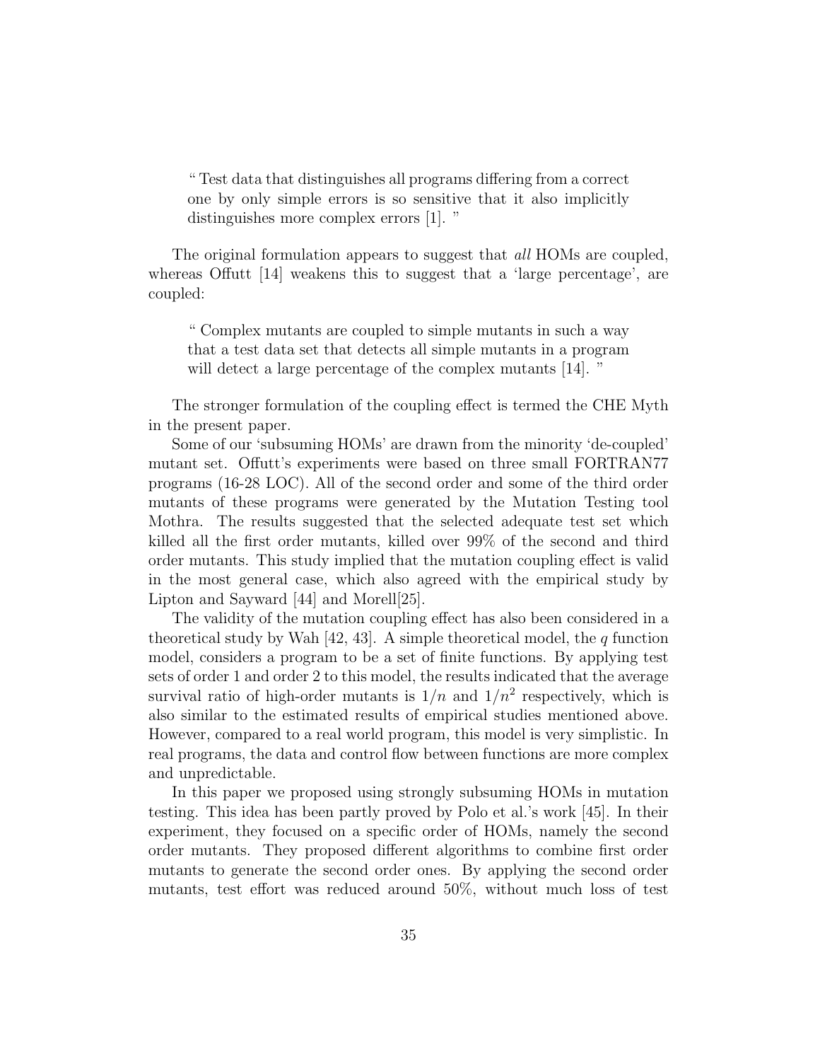> " Test data that distinguishes all programs differing from a correct one by only simple errors is so sensitive that it also implicitly distinguishes more complex errors [1]. "

The original formulation appears to suggest that *all* HOMs are coupled, whereas Offutt [14] weakens this to suggest that a 'large percentage', are coupled:

> " Complex mutants are coupled to simple mutants in such a way that a test data set that detects all simple mutants in a program will detect a large percentage of the complex mutants [14]. "

The stronger formulation of the coupling effect is termed the CHE Myth in the present paper.

Some of our 'subsuming HOMs' are drawn from the minority 'de-coupled' mutant set. Offutt's experiments were based on three small FORTRAN77 programs (16-28 LOC). All of the second order and some of the third order mutants of these programs were generated by the Mutation Testing tool Mothra. The results suggested that the selected adequate test set which killed all the first order mutants, killed over 99% of the second and third order mutants. This study implied that the mutation coupling effect is valid in the most general case, which also agreed with the empirical study by Lipton and Sayward [44] and Morell[25].

The validity of the mutation coupling effect has also been considered in a theoretical study by Wah [42, 43]. A simple theoretical model, the $q$ function model, considers a program to be a set of finite functions. By applying test sets of order 1 and order 2 to this model, the results indicated that the average survival ratio of high-order mutants is $1/n$ and $1/n^2$ respectively, which is also similar to the estimated results of empirical studies mentioned above. However, compared to a real world program, this model is very simplistic. In real programs, the data and control flow between functions are more complex and unpredictable.

In this paper we proposed using strongly subsuming HOMs in mutation testing. This idea has been partly proved by Polo et al.'s work [45]. In their experiment, they focused on a specific order of HOMs, namely the second order mutants. They proposed different algorithms to combine first order mutants to generate the second order ones. By applying the second order mutants, test effort was reduced around 50%, without much loss of test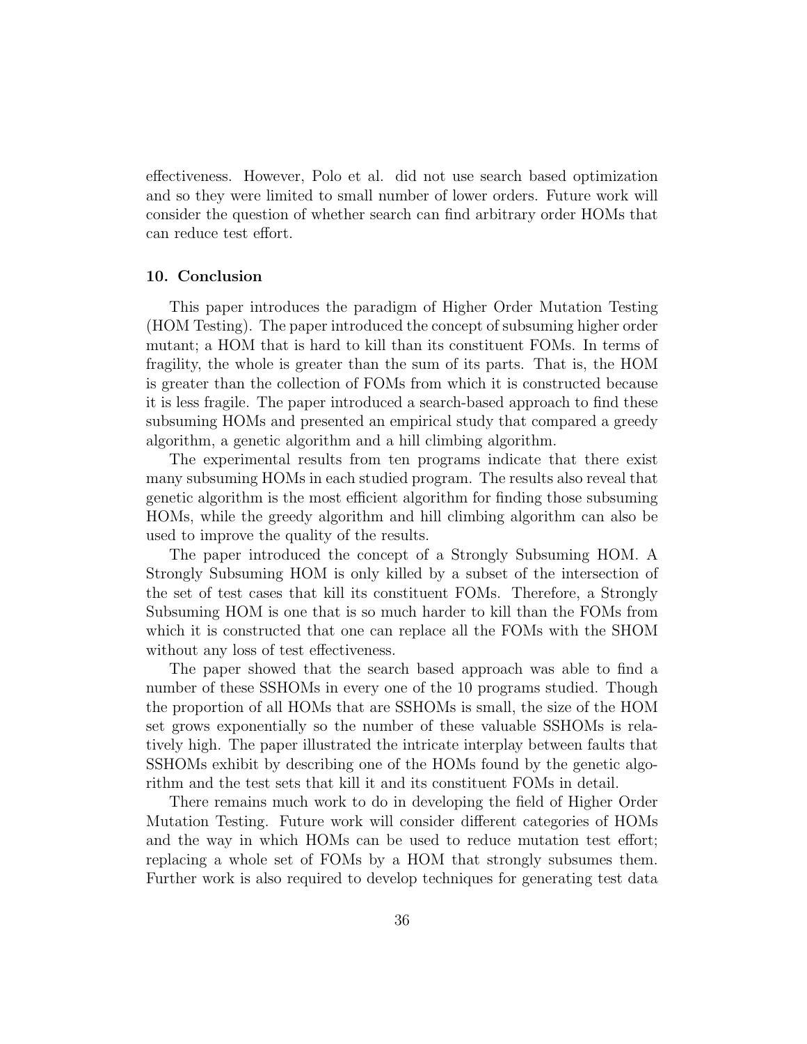effectiveness. However, Polo et al. did not use search based optimization and so they were limited to small number of lower orders. Future work will consider the question of whether search can find arbitrary order HOMs that can reduce test effort.

## 10. Conclusion

This paper introduces the paradigm of Higher Order Mutation Testing (HOM Testing). The paper introduced the concept of subsuming higher order mutant; a HOM that is hard to kill than its constituent FOMs. In terms of fragility, the whole is greater than the sum of its parts. That is, the HOM is greater than the collection of FOMs from which it is constructed because it is less fragile. The paper introduced a search-based approach to find these subsuming HOMs and presented an empirical study that compared a greedy algorithm, a genetic algorithm and a hill climbing algorithm.

The experimental results from ten programs indicate that there exist many subsuming HOMs in each studied program. The results also reveal that genetic algorithm is the most efficient algorithm for finding those subsuming HOMs, while the greedy algorithm and hill climbing algorithm can also be used to improve the quality of the results.

The paper introduced the concept of a Strongly Subsuming HOM. A Strongly Subsuming HOM is only killed by a subset of the intersection of the set of test cases that kill its constituent FOMs. Therefore, a Strongly Subsuming HOM is one that is so much harder to kill than the FOMs from which it is constructed that one can replace all the FOMs with the SHOM without any loss of test effectiveness.

The paper showed that the search based approach was able to find a number of these SSHOMs in every one of the 10 programs studied. Though the proportion of all HOMs that are SSHOMs is small, the size of the HOM set grows exponentially so the number of these valuable SSHOMs is relatively high. The paper illustrated the intricate interplay between faults that SSHOMs exhibit by describing one of the HOMs found by the genetic algorithm and the test sets that kill it and its constituent FOMs in detail.

There remains much work to do in developing the field of Higher Order Mutation Testing. Future work will consider different categories of HOMs and the way in which HOMs can be used to reduce mutation test effort; replacing a whole set of FOMs by a HOM that strongly subsumes them. Further work is also required to develop techniques for generating test data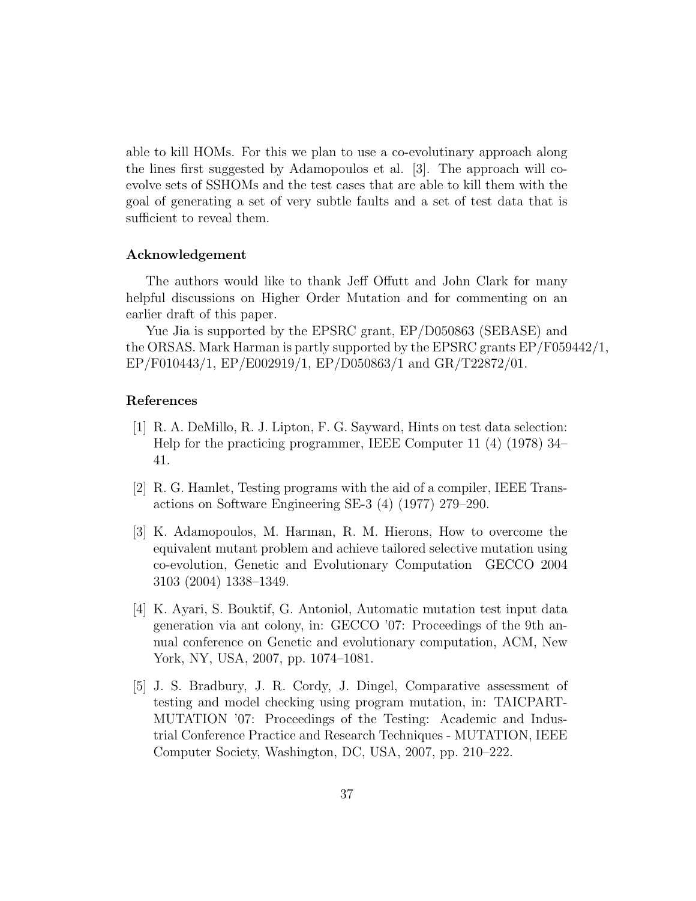able to kill HOMs. For this we plan to use a co-evolutinary approach along the lines first suggested by Adamopoulos et al. [3]. The approach will co-evolve sets of SSHOMs and the test cases that are able to kill them with the goal of generating a set of very subtle faults and a set of test data that is sufficient to reveal them.

### Acknowledgement

The authors would like to thank Jeff Offutt and John Clark for many helpful discussions on Higher Order Mutation and for commenting on an earlier draft of this paper.

Yue Jia is supported by the EPSRC grant, EP/D050863 (SEBASE) and the ORSAS. Mark Harman is partly supported by the EPSRC grants EP/F059442/1, EP/F010443/1, EP/E002919/1, EP/D050863/1 and GR/T22872/01.

### References

[1] R. A. DeMillo, R. J. Lipton, F. G. Sayward, Hints on test data selection: Help for the practicing programmer, IEEE Computer 11 (4) (1978) 34–41.

[2] R. G. Hamlet, Testing programs with the aid of a compiler, IEEE Transactions on Software Engineering SE-3 (4) (1977) 279–290.

[3] K. Adamopoulos, M. Harman, R. M. Hierons, How to overcome the equivalent mutant problem and achieve tailored selective mutation using co-evolution, Genetic and Evolutionary Computation GECCO 2004 3103 (2004) 1338–1349.

[4] K. Ayari, S. Bouktif, G. Antoniol, Automatic mutation test input data generation via ant colony, in: GECCO '07: Proceedings of the 9th annual conference on Genetic and evolutionary computation, ACM, New York, NY, USA, 2007, pp. 1074–1081.

[5] J. S. Bradbury, J. R. Cordy, J. Dingel, Comparative assessment of testing and model checking using program mutation, in: TAICPART-MUTATION '07: Proceedings of the Testing: Academic and Industrial Conference Practice and Research Techniques - MUTATION, IEEE Computer Society, Washington, DC, USA, 2007, pp. 210–222.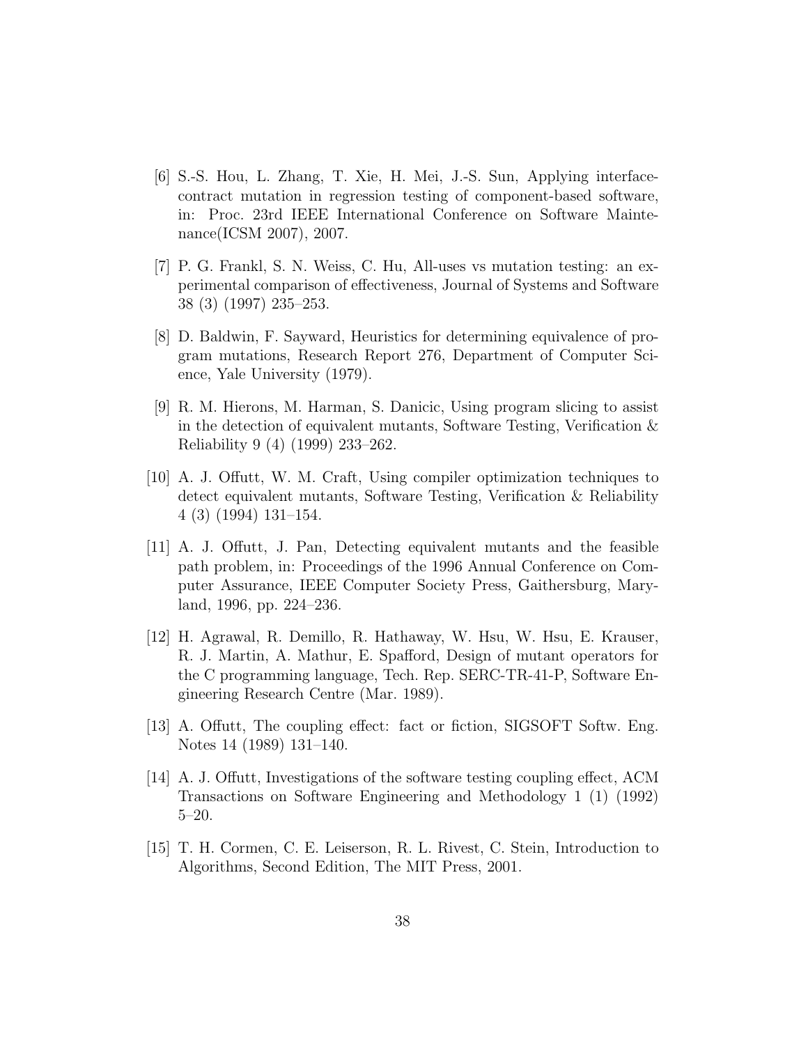[6] S.-S. Hou, L. Zhang, T. Xie, H. Mei, J.-S. Sun, Applying interface-contract mutation in regression testing of component-based software, in: Proc. 23rd IEEE International Conference on Software Maintenance(ICSM 2007), 2007.

[7] P. G. Frankl, S. N. Weiss, C. Hu, All-uses vs mutation testing: an experimental comparison of effectiveness, Journal of Systems and Software 38 (3) (1997) 235–253.

[8] D. Baldwin, F. Sayward, Heuristics for determining equivalence of program mutations, Research Report 276, Department of Computer Science, Yale University (1979).

[9] R. M. Hierons, M. Harman, S. Danicic, Using program slicing to assist in the detection of equivalent mutants, Software Testing, Verification & Reliability 9 (4) (1999) 233–262.

[10] A. J. Offutt, W. M. Craft, Using compiler optimization techniques to detect equivalent mutants, Software Testing, Verification & Reliability 4 (3) (1994) 131–154.

[11] A. J. Offutt, J. Pan, Detecting equivalent mutants and the feasible path problem, in: Proceedings of the 1996 Annual Conference on Computer Assurance, IEEE Computer Society Press, Gaithersburg, Maryland, 1996, pp. 224–236.

[12] H. Agrawal, R. Demillo, R. Hathaway, W. Hsu, W. Hsu, E. Krauser, R. J. Martin, A. Mathur, E. Spafford, Design of mutant operators for the C programming language, Tech. Rep. SERC-TR-41-P, Software Engineering Research Centre (Mar. 1989).

[13] A. Offutt, The coupling effect: fact or fiction, SIGSOFT Softw. Eng. Notes 14 (1989) 131–140.

[14] A. J. Offutt, Investigations of the software testing coupling effect, ACM Transactions on Software Engineering and Methodology 1 (1) (1992) 5–20.

[15] T. H. Cormen, C. E. Leiserson, R. L. Rivest, C. Stein, Introduction to Algorithms, Second Edition, The MIT Press, 2001.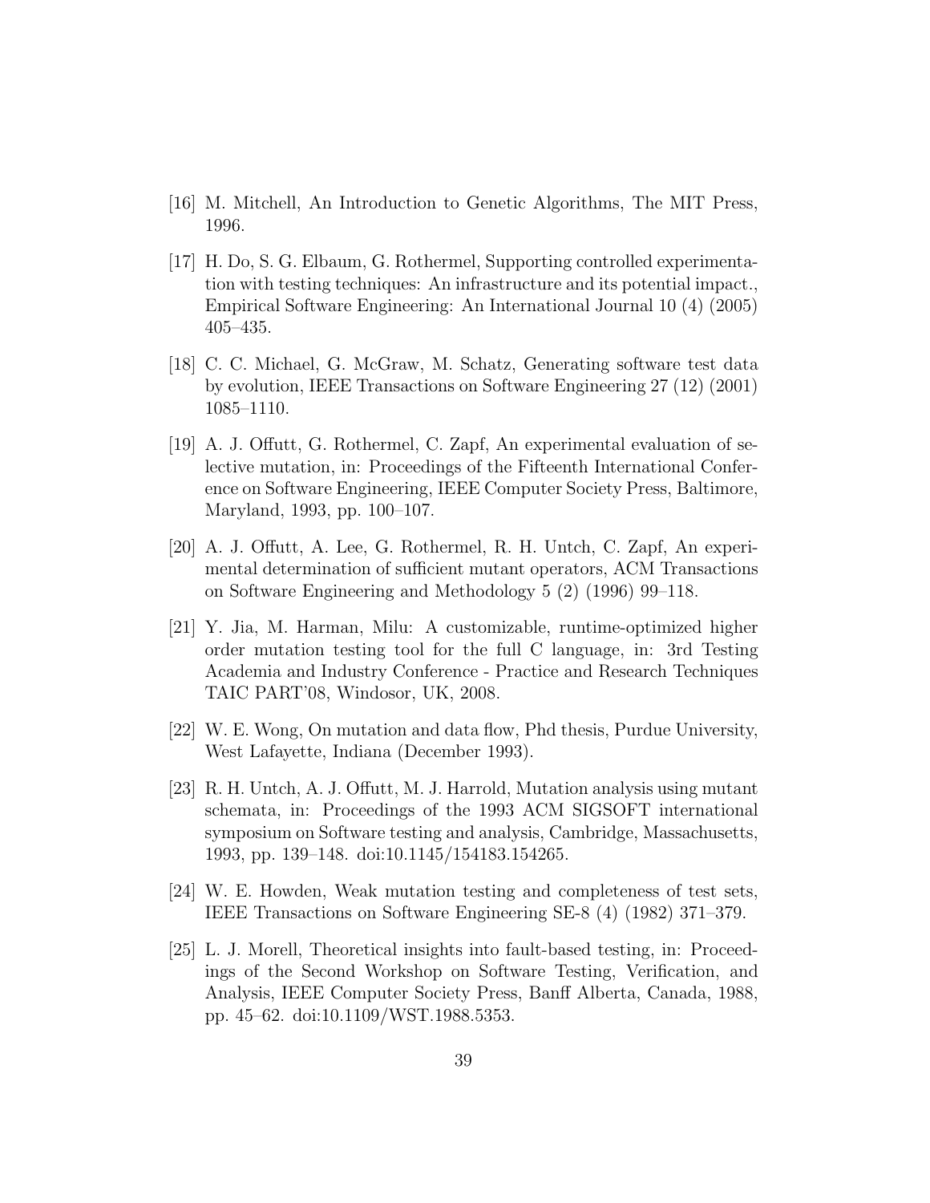[16] M. Mitchell, An Introduction to Genetic Algorithms, The MIT Press, 1996.

[17] H. Do, S. G. Elbaum, G. Rothermel, Supporting controlled experimentation with testing techniques: An infrastructure and its potential impact., Empirical Software Engineering: An International Journal 10 (4) (2005) 405–435.

[18] C. C. Michael, G. McGraw, M. Schatz, Generating software test data by evolution, IEEE Transactions on Software Engineering 27 (12) (2001) 1085–1110.

[19] A. J. Offutt, G. Rothermel, C. Zapf, An experimental evaluation of selective mutation, in: Proceedings of the Fifteenth International Conference on Software Engineering, IEEE Computer Society Press, Baltimore, Maryland, 1993, pp. 100–107.

[20] A. J. Offutt, A. Lee, G. Rothermel, R. H. Untch, C. Zapf, An experimental determination of sufficient mutant operators, ACM Transactions on Software Engineering and Methodology 5 (2) (1996) 99–118.

[21] Y. Jia, M. Harman, Milu: A customizable, runtime-optimized higher order mutation testing tool for the full C language, in: 3rd Testing Academia and Industry Conference - Practice and Research Techniques TAIC PART'08, Windosor, UK, 2008.

[22] W. E. Wong, On mutation and data flow, Phd thesis, Purdue University, West Lafayette, Indiana (December 1993).

[23] R. H. Untch, A. J. Offutt, M. J. Harrold, Mutation analysis using mutant schemata, in: Proceedings of the 1993 ACM SIGSOFT international symposium on Software testing and analysis, Cambridge, Massachusetts, 1993, pp. 139–148. doi:10.1145/154183.154265.

[24] W. E. Howden, Weak mutation testing and completeness of test sets, IEEE Transactions on Software Engineering SE-8 (4) (1982) 371–379.

[25] L. J. Morell, Theoretical insights into fault-based testing, in: Proceedings of the Second Workshop on Software Testing, Verification, and Analysis, IEEE Computer Society Press, Banff Alberta, Canada, 1988, pp. 45–62. doi:10.1109/WST.1988.5353.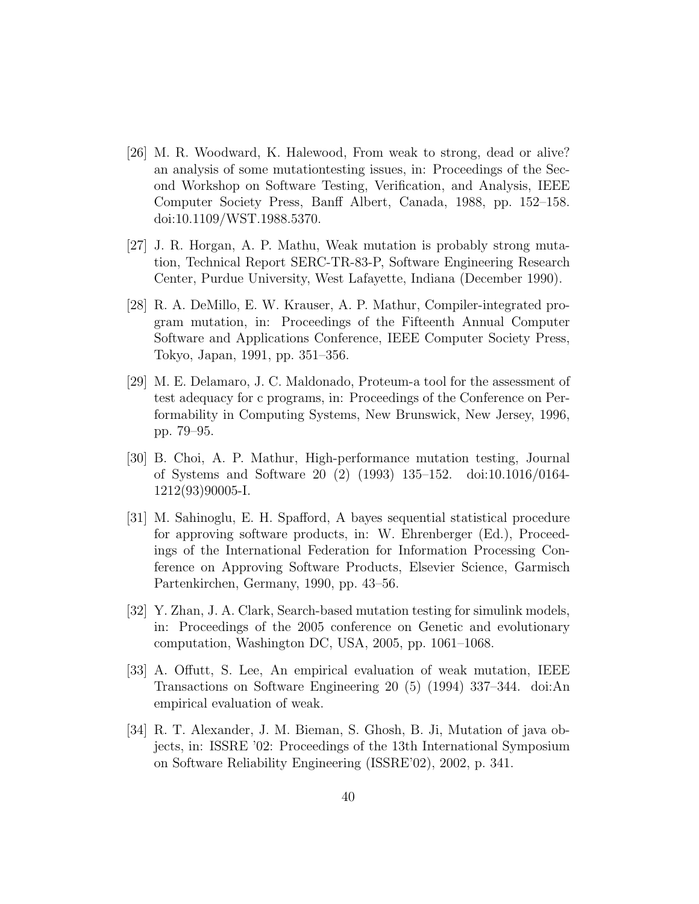[26] M. R. Woodward, K. Halewood, From weak to strong, dead or alive? an analysis of some mutationtesting issues, in: Proceedings of the Second Workshop on Software Testing, Verification, and Analysis, IEEE Computer Society Press, Banff Albert, Canada, 1988, pp. 152–158. doi:10.1109/WST.1988.5370.

[27] J. R. Horgan, A. P. Mathu, Weak mutation is probably strong mutation, Technical Report SERC-TR-83-P, Software Engineering Research Center, Purdue University, West Lafayette, Indiana (December 1990).

[28] R. A. DeMillo, E. W. Krauser, A. P. Mathur, Compiler-integrated program mutation, in: Proceedings of the Fifteenth Annual Computer Software and Applications Conference, IEEE Computer Society Press, Tokyo, Japan, 1991, pp. 351–356.

[29] M. E. Delamaro, J. C. Maldonado, Proteum-a tool for the assessment of test adequacy for c programs, in: Proceedings of the Conference on Performability in Computing Systems, New Brunswick, New Jersey, 1996, pp. 79–95.

[30] B. Choi, A. P. Mathur, High-performance mutation testing, Journal of Systems and Software 20 (2) (1993) 135–152. doi:10.1016/0164-1212(93)90005-I.

[31] M. Sahinoglu, E. H. Spafford, A bayes sequential statistical procedure for approving software products, in: W. Ehrenberger (Ed.), Proceedings of the International Federation for Information Processing Conference on Approving Software Products, Elsevier Science, Garmisch Partenkirchen, Germany, 1990, pp. 43–56.

[32] Y. Zhan, J. A. Clark, Search-based mutation testing for simulink models, in: Proceedings of the 2005 conference on Genetic and evolutionary computation, Washington DC, USA, 2005, pp. 1061–1068.

[33] A. Offutt, S. Lee, An empirical evaluation of weak mutation, IEEE Transactions on Software Engineering 20 (5) (1994) 337–344. doi:An empirical evaluation of weak.

[34] R. T. Alexander, J. M. Bieman, S. Ghosh, B. Ji, Mutation of java objects, in: ISSRE '02: Proceedings of the 13th International Symposium on Software Reliability Engineering (ISSRE'02), 2002, p. 341.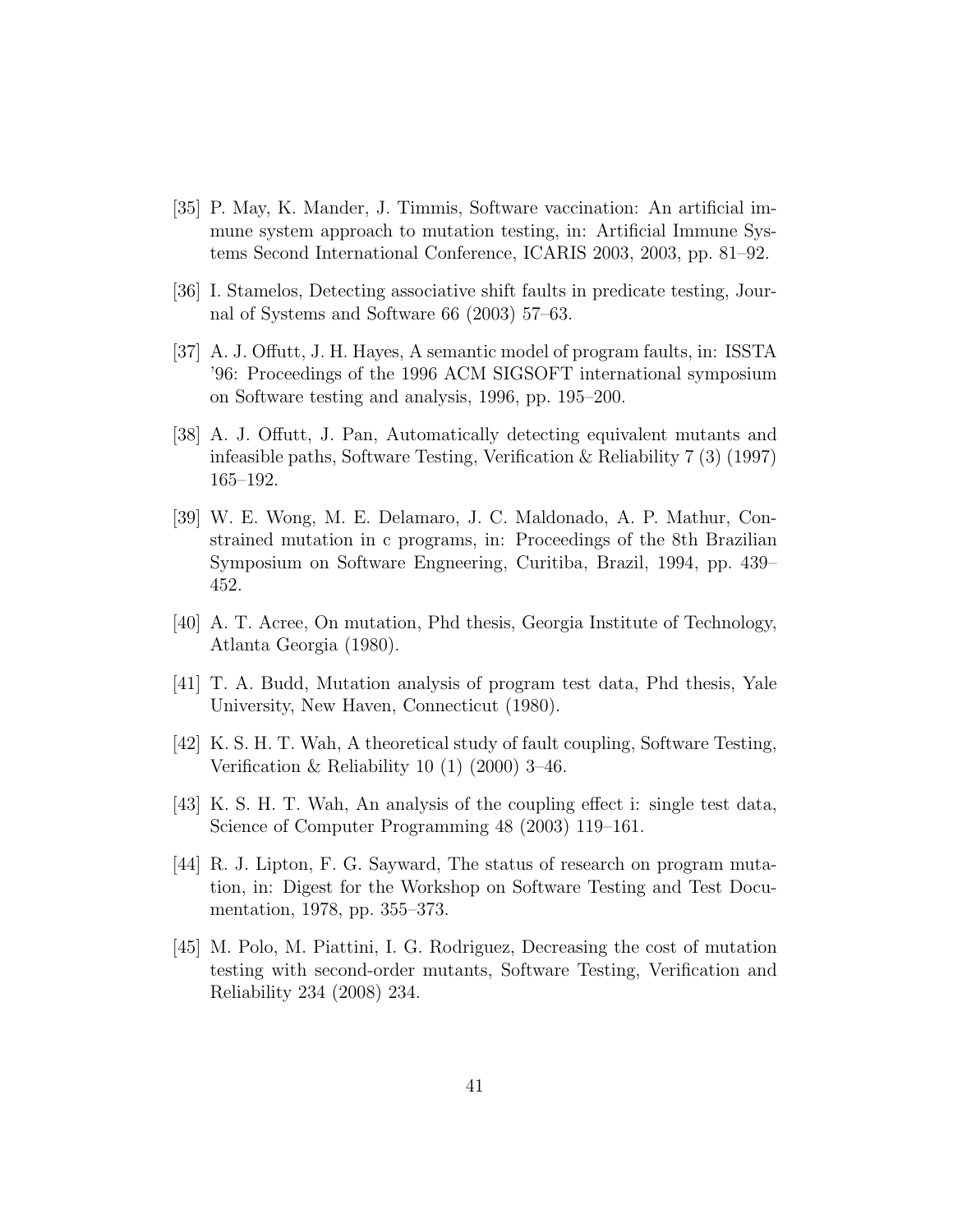[35] P. May, K. Mander, J. Timmis, Software vaccination: An artificial immune system approach to mutation testing, in: Artificial Immune Systems Second International Conference, ICARIS 2003, 2003, pp. 81–92.

[36] I. Stamelos, Detecting associative shift faults in predicate testing, Journal of Systems and Software 66 (2003) 57–63.

[37] A. J. Offutt, J. H. Hayes, A semantic model of program faults, in: ISSTA '96: Proceedings of the 1996 ACM SIGSOFT international symposium on Software testing and analysis, 1996, pp. 195–200.

[38] A. J. Offutt, J. Pan, Automatically detecting equivalent mutants and infeasible paths, Software Testing, Verification & Reliability 7 (3) (1997) 165–192.

[39] W. E. Wong, M. E. Delamaro, J. C. Maldonado, A. P. Mathur, Constrained mutation in c programs, in: Proceedings of the 8th Brazilian Symposium on Software Engneering, Curitiba, Brazil, 1994, pp. 439–452.

[40] A. T. Acree, On mutation, Phd thesis, Georgia Institute of Technology, Atlanta Georgia (1980).

[41] T. A. Budd, Mutation analysis of program test data, Phd thesis, Yale University, New Haven, Connecticut (1980).

[42] K. S. H. T. Wah, A theoretical study of fault coupling, Software Testing, Verification & Reliability 10 (1) (2000) 3–46.

[43] K. S. H. T. Wah, An analysis of the coupling effect i: single test data, Science of Computer Programming 48 (2003) 119–161.

[44] R. J. Lipton, F. G. Sayward, The status of research on program mutation, in: Digest for the Workshop on Software Testing and Test Documentation, 1978, pp. 355–373.

[45] M. Polo, M. Piattini, I. G. Rodriguez, Decreasing the cost of mutation testing with second-order mutants, Software Testing, Verification and Reliability 234 (2008) 234.